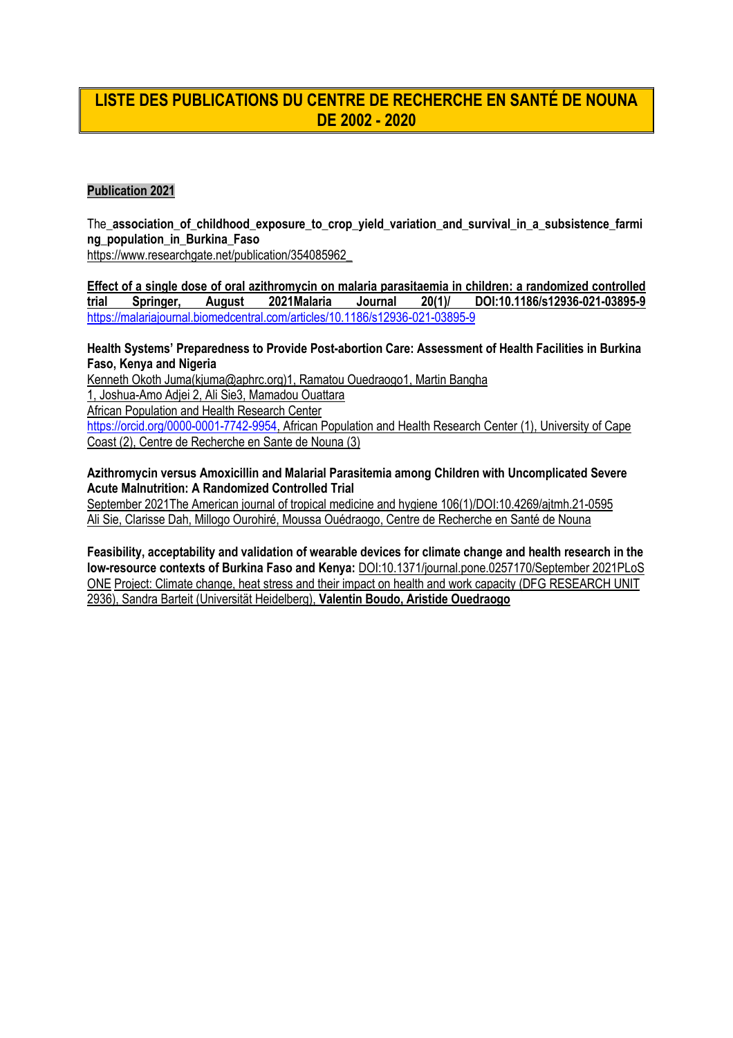# LISTE DES PUBLICATIONS DU CENTRE DE RECHERCHE EN SANTÉ DE NOUNA DE 2002 - 2020

## Publication 2021

The_**association_of_childhood_exposure_to_crop_yield_variation_and_survival_in_a_subsistence_farming_population_in_Burkina_Faso**
https://www.researchgate.net/publication/354085962_

**Effect of a single dose of oral azithromycin on malaria parasitaemia in children: a randomized controlled trial Springer, August 2021Malaria Journal 20(1)/ DOI:10.1186/s12936-021-03895-9**
https://malariajournal.biomedcentral.com/articles/10.1186/s12936-021-03895-9

**Health Systems' Preparedness to Provide Post-abortion Care: Assessment of Health Facilities in Burkina Faso, Kenya and Nigeria**
Kenneth Okoth Juma(kjuma@aphrc.org)1, Ramatou Ouedraogo1, Martin Bangha
1, Joshua-Amo Adjei 2, Ali Sie3, Mamadou Ouattara
African Population and Health Research Center
https://orcid.org/0000-0001-7742-9954, African Population and Health Research Center (1), University of Cape Coast (2), Centre de Recherche en Sante de Nouna (3)

**Azithromycin versus Amoxicillin and Malarial Parasitemia among Children with Uncomplicated Severe Acute Malnutrition: A Randomized Controlled Trial**
September 2021The American journal of tropical medicine and hygiene 106(1)/DOI:10.4269/ajtmh.21-0595
Ali Sie, Clarisse Dah, Millogo Ourohiré, Moussa Ouédraogo, Centre de Recherche en Santé de Nouna

**Feasibility, acceptability and validation of wearable devices for climate change and health research in the low-resource contexts of Burkina Faso and Kenya:** DOI:10.1371/journal.pone.0257170/September 2021PLoS ONE Project: Climate change, heat stress and their impact on health and work capacity (DFG RESEARCH UNIT 2936), Sandra Barteit (Universität Heidelberg), **Valentin Boudo, Aristide Ouedraogo**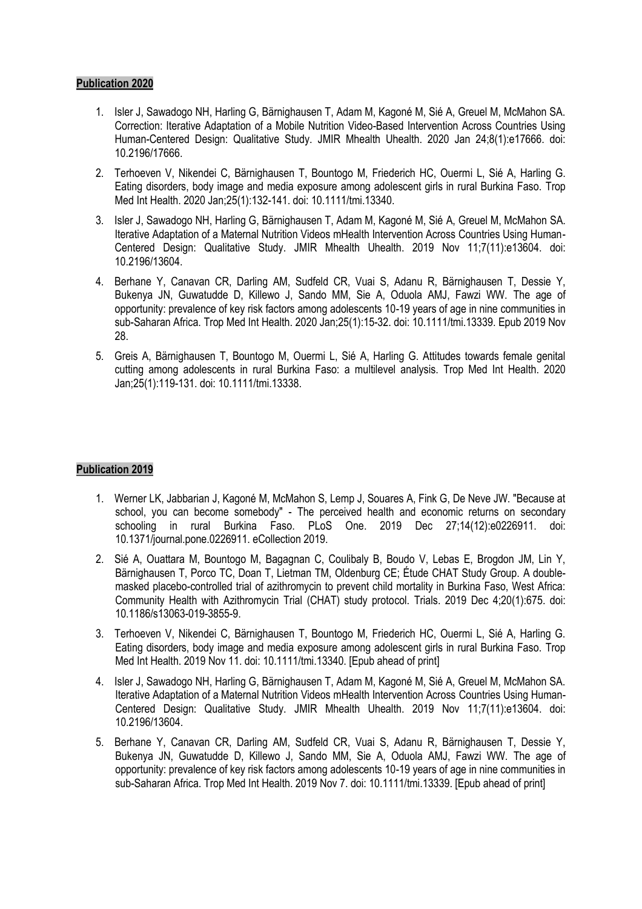**Publication 2020**

1. Isler J, Sawadogo NH, Harling G, Bärnighausen T, Adam M, Kagoné M, Sié A, Greuel M, McMahon SA. Correction: Iterative Adaptation of a Mobile Nutrition Video-Based Intervention Across Countries Using Human-Centered Design: Qualitative Study. JMIR Mhealth Uhealth. 2020 Jan 24;8(1):e17666. doi: 10.2196/17666.

2. Terhoeven V, Nikendei C, Bärnighausen T, Bountogo M, Friederich HC, Ouermi L, Sié A, Harling G. Eating disorders, body image and media exposure among adolescent girls in rural Burkina Faso. Trop Med Int Health. 2020 Jan;25(1):132-141. doi: 10.1111/tmi.13340.

3. Isler J, Sawadogo NH, Harling G, Bärnighausen T, Adam M, Kagoné M, Sié A, Greuel M, McMahon SA. Iterative Adaptation of a Maternal Nutrition Videos mHealth Intervention Across Countries Using Human-Centered Design: Qualitative Study. JMIR Mhealth Uhealth. 2019 Nov 11;7(11):e13604. doi: 10.2196/13604.

4. Berhane Y, Canavan CR, Darling AM, Sudfeld CR, Vuai S, Adanu R, Bärnighausen T, Dessie Y, Bukenya JN, Guwatudde D, Killewo J, Sando MM, Sie A, Oduola AMJ, Fawzi WW. The age of opportunity: prevalence of key risk factors among adolescents 10-19 years of age in nine communities in sub-Saharan Africa. Trop Med Int Health. 2020 Jan;25(1):15-32. doi: 10.1111/tmi.13339. Epub 2019 Nov 28.

5. Greis A, Bärnighausen T, Bountogo M, Ouermi L, Sié A, Harling G. Attitudes towards female genital cutting among adolescents in rural Burkina Faso: a multilevel analysis. Trop Med Int Health. 2020 Jan;25(1):119-131. doi: 10.1111/tmi.13338.

**Publication 2019**

1. Werner LK, Jabbarian J, Kagoné M, McMahon S, Lemp J, Souares A, Fink G, De Neve JW. "Because at school, you can become somebody" - The perceived health and economic returns on secondary schooling in rural Burkina Faso. PLoS One. 2019 Dec 27;14(12):e0226911. doi: 10.1371/journal.pone.0226911. eCollection 2019.

2. Sié A, Ouattara M, Bountogo M, Bagagnan C, Coulibaly B, Boudo V, Lebas E, Brogdon JM, Lin Y, Bärnighausen T, Porco TC, Doan T, Lietman TM, Oldenburg CE; Étude CHAT Study Group. A double-masked placebo-controlled trial of azithromycin to prevent child mortality in Burkina Faso, West Africa: Community Health with Azithromycin Trial (CHAT) study protocol. Trials. 2019 Dec 4;20(1):675. doi: 10.1186/s13063-019-3855-9.

3. Terhoeven V, Nikendei C, Bärnighausen T, Bountogo M, Friederich HC, Ouermi L, Sié A, Harling G. Eating disorders, body image and media exposure among adolescent girls in rural Burkina Faso. Trop Med Int Health. 2019 Nov 11. doi: 10.1111/tmi.13340. [Epub ahead of print]

4. Isler J, Sawadogo NH, Harling G, Bärnighausen T, Adam M, Kagoné M, Sié A, Greuel M, McMahon SA. Iterative Adaptation of a Maternal Nutrition Videos mHealth Intervention Across Countries Using Human-Centered Design: Qualitative Study. JMIR Mhealth Uhealth. 2019 Nov 11;7(11):e13604. doi: 10.2196/13604.

5. Berhane Y, Canavan CR, Darling AM, Sudfeld CR, Vuai S, Adanu R, Bärnighausen T, Dessie Y, Bukenya JN, Guwatudde D, Killewo J, Sando MM, Sie A, Oduola AMJ, Fawzi WW. The age of opportunity: prevalence of key risk factors among adolescents 10-19 years of age in nine communities in sub-Saharan Africa. Trop Med Int Health. 2019 Nov 7. doi: 10.1111/tmi.13339. [Epub ahead of print]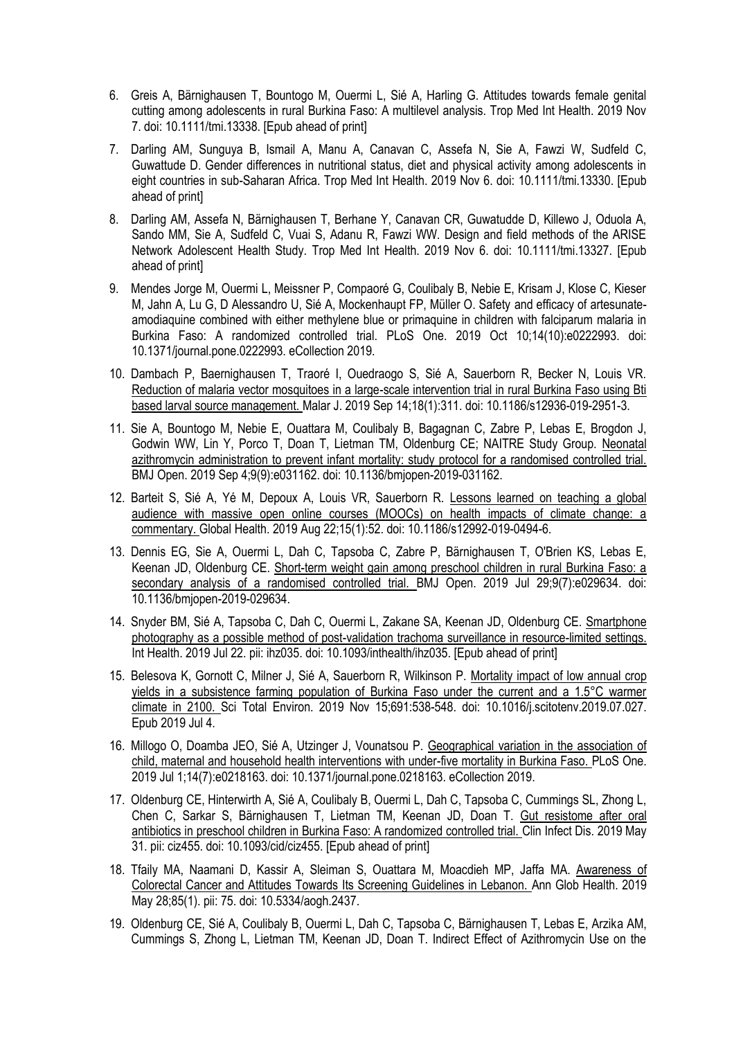6. Greis A, Bärnighausen T, Bountogo M, Ouermi L, Sié A, Harling G. Attitudes towards female genital cutting among adolescents in rural Burkina Faso: A multilevel analysis. Trop Med Int Health. 2019 Nov 7. doi: 10.1111/tmi.13338. [Epub ahead of print]

7. Darling AM, Sunguya B, Ismail A, Manu A, Canavan C, Assefa N, Sie A, Fawzi W, Sudfeld C, Guwattude D. Gender differences in nutritional status, diet and physical activity among adolescents in eight countries in sub-Saharan Africa. Trop Med Int Health. 2019 Nov 6. doi: 10.1111/tmi.13330. [Epub ahead of print]

8. Darling AM, Assefa N, Bärnighausen T, Berhane Y, Canavan CR, Guwatudde D, Killewo J, Oduola A, Sando MM, Sie A, Sudfeld C, Vuai S, Adanu R, Fawzi WW. Design and field methods of the ARISE Network Adolescent Health Study. Trop Med Int Health. 2019 Nov 6. doi: 10.1111/tmi.13327. [Epub ahead of print]

9. Mendes Jorge M, Ouermi L, Meissner P, Compaoré G, Coulibaly B, Nebie E, Krisam J, Klose C, Kieser M, Jahn A, Lu G, D Alessandro U, Sié A, Mockenhaupt FP, Müller O. Safety and efficacy of artesunate-amodiaquine combined with either methylene blue or primaquine in children with falciparum malaria in Burkina Faso: A randomized controlled trial. PLoS One. 2019 Oct 10;14(10):e0222993. doi: 10.1371/journal.pone.0222993. eCollection 2019.

10. Dambach P, Baernighausen T, Traoré I, Ouedraogo S, Sié A, Sauerborn R, Becker N, Louis VR. Reduction of malaria vector mosquitoes in a large-scale intervention trial in rural Burkina Faso using Bti based larval source management. Malar J. 2019 Sep 14;18(1):311. doi: 10.1186/s12936-019-2951-3.

11. Sie A, Bountogo M, Nebie E, Ouattara M, Coulibaly B, Bagagnan C, Zabre P, Lebas E, Brogdon J, Godwin WW, Lin Y, Porco T, Doan T, Lietman TM, Oldenburg CE; NAITRE Study Group. Neonatal azithromycin administration to prevent infant mortality: study protocol for a randomised controlled trial. BMJ Open. 2019 Sep 4;9(9):e031162. doi: 10.1136/bmjopen-2019-031162.

12. Barteit S, Sié A, Yé M, Depoux A, Louis VR, Sauerborn R. Lessons learned on teaching a global audience with massive open online courses (MOOCs) on health impacts of climate change: a commentary. Global Health. 2019 Aug 22;15(1):52. doi: 10.1186/s12992-019-0494-6.

13. Dennis EG, Sie A, Ouermi L, Dah C, Tapsoba C, Zabre P, Bärnighausen T, O'Brien KS, Lebas E, Keenan JD, Oldenburg CE. Short-term weight gain among preschool children in rural Burkina Faso: a secondary analysis of a randomised controlled trial. BMJ Open. 2019 Jul 29;9(7):e029634. doi: 10.1136/bmjopen-2019-029634.

14. Snyder BM, Sié A, Tapsoba C, Dah C, Ouermi L, Zakane SA, Keenan JD, Oldenburg CE. Smartphone photography as a possible method of post-validation trachoma surveillance in resource-limited settings. Int Health. 2019 Jul 22. pii: ihz035. doi: 10.1093/inthealth/ihz035. [Epub ahead of print]

15. Belesova K, Gornott C, Milner J, Sié A, Sauerborn R, Wilkinson P. Mortality impact of low annual crop yields in a subsistence farming population of Burkina Faso under the current and a 1.5°C warmer climate in 2100. Sci Total Environ. 2019 Nov 15;691:538-548. doi: 10.1016/j.scitotenv.2019.07.027. Epub 2019 Jul 4.

16. Millogo O, Doamba JEO, Sié A, Utzinger J, Vounatsou P. Geographical variation in the association of child, maternal and household health interventions with under-five mortality in Burkina Faso. PLoS One. 2019 Jul 1;14(7):e0218163. doi: 10.1371/journal.pone.0218163. eCollection 2019.

17. Oldenburg CE, Hinterwirth A, Sié A, Coulibaly B, Ouermi L, Dah C, Tapsoba C, Cummings SL, Zhong L, Chen C, Sarkar S, Bärnighausen T, Lietman TM, Keenan JD, Doan T. Gut resistome after oral antibiotics in preschool children in Burkina Faso: A randomized controlled trial. Clin Infect Dis. 2019 May 31. pii: ciz455. doi: 10.1093/cid/ciz455. [Epub ahead of print]

18. Tfaily MA, Naamani D, Kassir A, Sleiman S, Ouattara M, Moacdieh MP, Jaffa MA. Awareness of Colorectal Cancer and Attitudes Towards Its Screening Guidelines in Lebanon. Ann Glob Health. 2019 May 28;85(1). pii: 75. doi: 10.5334/aogh.2437.

19. Oldenburg CE, Sié A, Coulibaly B, Ouermi L, Dah C, Tapsoba C, Bärnighausen T, Lebas E, Arzika AM, Cummings S, Zhong L, Lietman TM, Keenan JD, Doan T. Indirect Effect of Azithromycin Use on the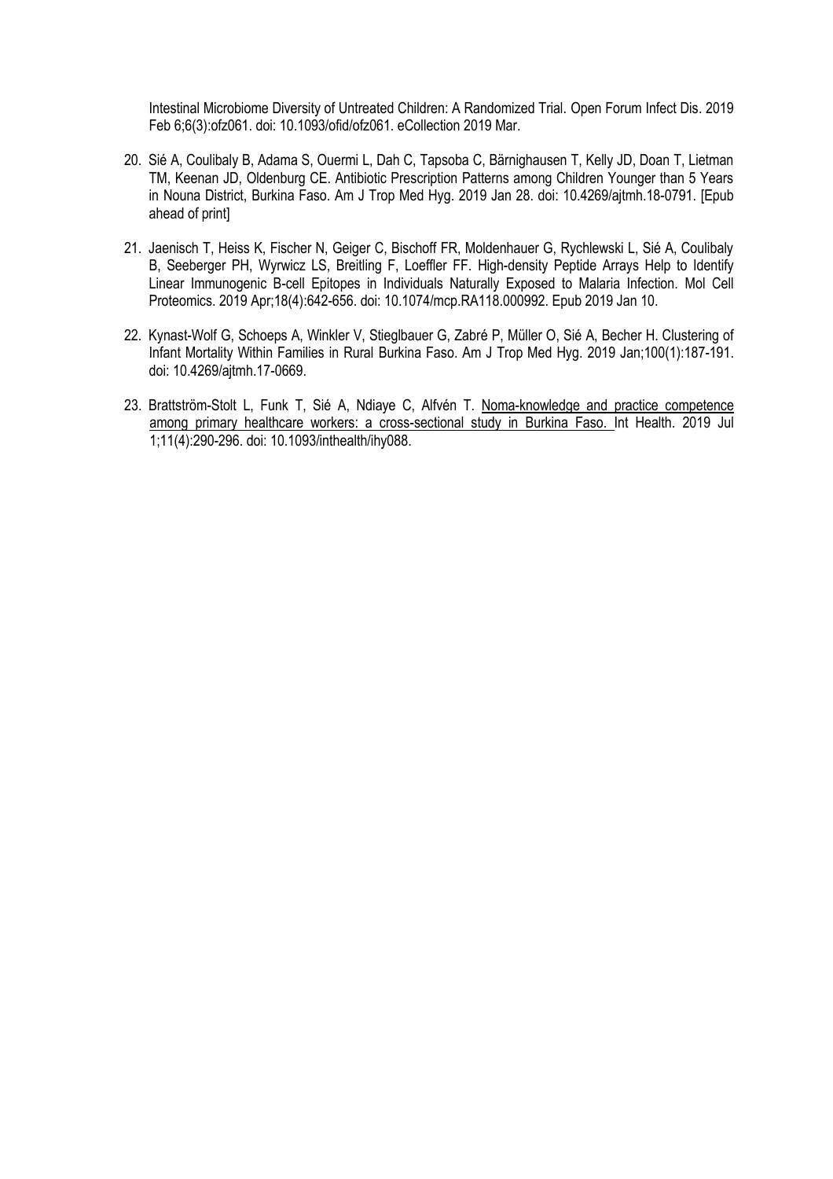Intestinal Microbiome Diversity of Untreated Children: A Randomized Trial. Open Forum Infect Dis. 2019 Feb 6;6(3):ofz061. doi: 10.1093/ofid/ofz061. eCollection 2019 Mar.

20. Sié A, Coulibaly B, Adama S, Ouermi L, Dah C, Tapsoba C, Bärnighausen T, Kelly JD, Doan T, Lietman TM, Keenan JD, Oldenburg CE. Antibiotic Prescription Patterns among Children Younger than 5 Years in Nouna District, Burkina Faso. Am J Trop Med Hyg. 2019 Jan 28. doi: 10.4269/ajtmh.18-0791. [Epub ahead of print]

21. Jaenisch T, Heiss K, Fischer N, Geiger C, Bischoff FR, Moldenhauer G, Rychlewski L, Sié A, Coulibaly B, Seeberger PH, Wyrwicz LS, Breitling F, Loeffler FF. High-density Peptide Arrays Help to Identify Linear Immunogenic B-cell Epitopes in Individuals Naturally Exposed to Malaria Infection. Mol Cell Proteomics. 2019 Apr;18(4):642-656. doi: 10.1074/mcp.RA118.000992. Epub 2019 Jan 10.

22. Kynast-Wolf G, Schoeps A, Winkler V, Stieglbauer G, Zabré P, Müller O, Sié A, Becher H. Clustering of Infant Mortality Within Families in Rural Burkina Faso. Am J Trop Med Hyg. 2019 Jan;100(1):187-191. doi: 10.4269/ajtmh.17-0669.

23. Brattström-Stolt L, Funk T, Sié A, Ndiaye C, Alfvén T. Noma-knowledge and practice competence among primary healthcare workers: a cross-sectional study in Burkina Faso. Int Health. 2019 Jul 1;11(4):290-296. doi: 10.1093/inthealth/ihy088.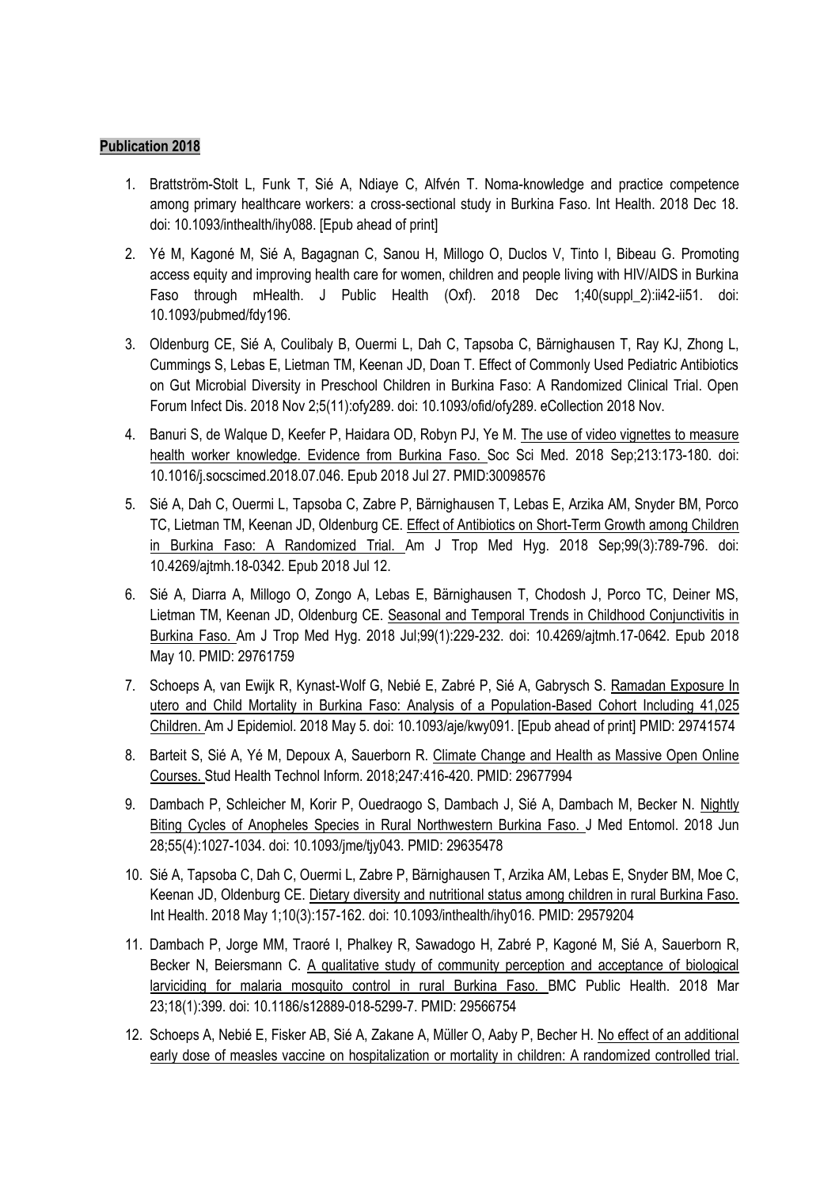**Publication 2018**

1. Brattström-Stolt L, Funk T, Sié A, Ndiaye C, Alfvén T. Noma-knowledge and practice competence among primary healthcare workers: a cross-sectional study in Burkina Faso. Int Health. 2018 Dec 18. doi: 10.1093/inthealth/ihy088. [Epub ahead of print]

2. Yé M, Kagoné M, Sié A, Bagagnan C, Sanou H, Millogo O, Duclos V, Tinto I, Bibeau G. Promoting access equity and improving health care for women, children and people living with HIV/AIDS in Burkina Faso through mHealth. J Public Health (Oxf). 2018 Dec 1;40(suppl_2):ii42-ii51. doi: 10.1093/pubmed/fdy196.

3. Oldenburg CE, Sié A, Coulibaly B, Ouermi L, Dah C, Tapsoba C, Bärnighausen T, Ray KJ, Zhong L, Cummings S, Lebas E, Lietman TM, Keenan JD, Doan T. Effect of Commonly Used Pediatric Antibiotics on Gut Microbial Diversity in Preschool Children in Burkina Faso: A Randomized Clinical Trial. Open Forum Infect Dis. 2018 Nov 2;5(11):ofy289. doi: 10.1093/ofid/ofy289. eCollection 2018 Nov.

4. Banuri S, de Walque D, Keefer P, Haidara OD, Robyn PJ, Ye M. The use of video vignettes to measure health worker knowledge. Evidence from Burkina Faso. Soc Sci Med. 2018 Sep;213:173-180. doi: 10.1016/j.socscimed.2018.07.046. Epub 2018 Jul 27. PMID:30098576

5. Sié A, Dah C, Ouermi L, Tapsoba C, Zabre P, Bärnighausen T, Lebas E, Arzika AM, Snyder BM, Porco TC, Lietman TM, Keenan JD, Oldenburg CE. Effect of Antibiotics on Short-Term Growth among Children in Burkina Faso: A Randomized Trial. Am J Trop Med Hyg. 2018 Sep;99(3):789-796. doi: 10.4269/ajtmh.18-0342. Epub 2018 Jul 12.

6. Sié A, Diarra A, Millogo O, Zongo A, Lebas E, Bärnighausen T, Chodosh J, Porco TC, Deiner MS, Lietman TM, Keenan JD, Oldenburg CE. Seasonal and Temporal Trends in Childhood Conjunctivitis in Burkina Faso. Am J Trop Med Hyg. 2018 Jul;99(1):229-232. doi: 10.4269/ajtmh.17-0642. Epub 2018 May 10. PMID: 29761759

7. Schoeps A, van Ewijk R, Kynast-Wolf G, Nebié E, Zabré P, Sié A, Gabrysch S. Ramadan Exposure In utero and Child Mortality in Burkina Faso: Analysis of a Population-Based Cohort Including 41,025 Children. Am J Epidemiol. 2018 May 5. doi: 10.1093/aje/kwy091. [Epub ahead of print] PMID: 29741574

8. Barteit S, Sié A, Yé M, Depoux A, Sauerborn R. Climate Change and Health as Massive Open Online Courses. Stud Health Technol Inform. 2018;247:416-420. PMID: 29677994

9. Dambach P, Schleicher M, Korir P, Ouedraogo S, Dambach J, Sié A, Dambach M, Becker N. Nightly Biting Cycles of Anopheles Species in Rural Northwestern Burkina Faso. J Med Entomol. 2018 Jun 28;55(4):1027-1034. doi: 10.1093/jme/tjy043. PMID: 29635478

10. Sié A, Tapsoba C, Dah C, Ouermi L, Zabre P, Bärnighausen T, Arzika AM, Lebas E, Snyder BM, Moe C, Keenan JD, Oldenburg CE. Dietary diversity and nutritional status among children in rural Burkina Faso. Int Health. 2018 May 1;10(3):157-162. doi: 10.1093/inthealth/ihy016. PMID: 29579204

11. Dambach P, Jorge MM, Traoré I, Phalkey R, Sawadogo H, Zabré P, Kagoné M, Sié A, Sauerborn R, Becker N, Beiersmann C. A qualitative study of community perception and acceptance of biological larviciding for malaria mosquito control in rural Burkina Faso. BMC Public Health. 2018 Mar 23;18(1):399. doi: 10.1186/s12889-018-5299-7. PMID: 29566754

12. Schoeps A, Nebié E, Fisker AB, Sié A, Zakane A, Müller O, Aaby P, Becher H. No effect of an additional early dose of measles vaccine on hospitalization or mortality in children: A randomized controlled trial.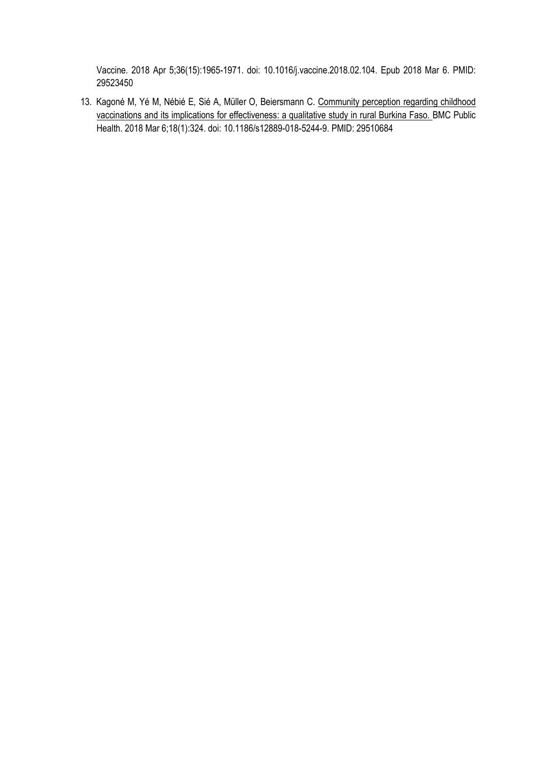Vaccine. 2018 Apr 5;36(15):1965-1971. doi: 10.1016/j.vaccine.2018.02.104. Epub 2018 Mar 6. PMID: 29523450

13. Kagoné M, Yé M, Nébié E, Sié A, Müller O, Beiersmann C. Community perception regarding childhood vaccinations and its implications for effectiveness: a qualitative study in rural Burkina Faso. BMC Public Health. 2018 Mar 6;18(1):324. doi: 10.1186/s12889-018-5244-9. PMID: 29510684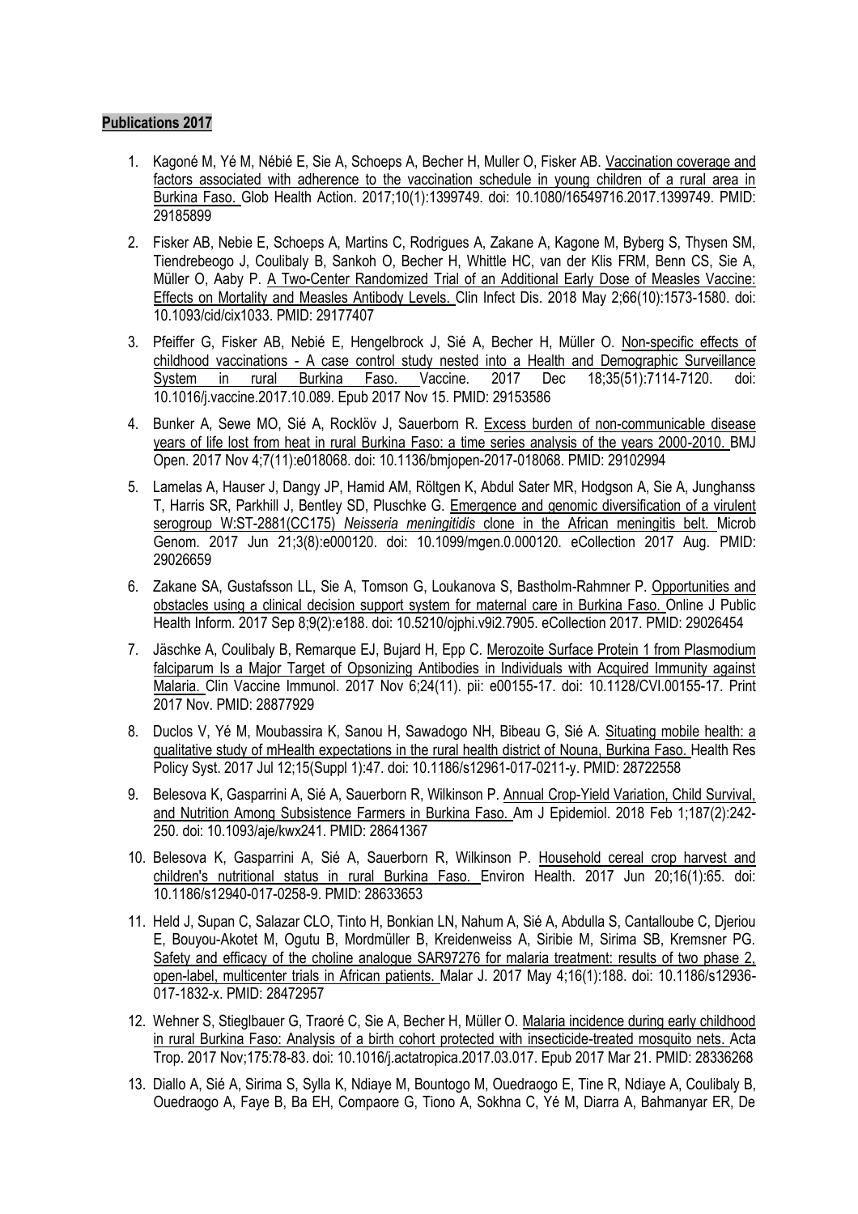**Publications 2017**

1. Kagoné M, Yé M, Nébié E, Sie A, Schoeps A, Becher H, Muller O, Fisker AB. Vaccination coverage and factors associated with adherence to the vaccination schedule in young children of a rural area in Burkina Faso. Glob Health Action. 2017;10(1):1399749. doi: 10.1080/16549716.2017.1399749. PMID: 29185899

2. Fisker AB, Nebie E, Schoeps A, Martins C, Rodrigues A, Zakane A, Kagone M, Byberg S, Thysen SM, Tiendrebeogo J, Coulibaly B, Sankoh O, Becher H, Whittle HC, van der Klis FRM, Benn CS, Sie A, Müller O, Aaby P. A Two-Center Randomized Trial of an Additional Early Dose of Measles Vaccine: Effects on Mortality and Measles Antibody Levels. Clin Infect Dis. 2018 May 2;66(10):1573-1580. doi: 10.1093/cid/cix1033. PMID: 29177407

3. Pfeiffer G, Fisker AB, Nebié E, Hengelbrock J, Sié A, Becher H, Müller O. Non-specific effects of childhood vaccinations - A case control study nested into a Health and Demographic Surveillance System in rural Burkina Faso. Vaccine. 2017 Dec 18;35(51):7114-7120. doi: 10.1016/j.vaccine.2017.10.089. Epub 2017 Nov 15. PMID: 29153586

4. Bunker A, Sewe MO, Sié A, Rocklöv J, Sauerborn R. Excess burden of non-communicable disease years of life lost from heat in rural Burkina Faso: a time series analysis of the years 2000-2010. BMJ Open. 2017 Nov 4;7(11):e018068. doi: 10.1136/bmjopen-2017-018068. PMID: 29102994

5. Lamelas A, Hauser J, Dangy JP, Hamid AM, Röltgen K, Abdul Sater MR, Hodgson A, Sie A, Junghanss T, Harris SR, Parkhill J, Bentley SD, Pluschke G. Emergence and genomic diversification of a virulent serogroup W:ST-2881(CC175) *Neisseria meningitidis* clone in the African meningitis belt. Microb Genom. 2017 Jun 21;3(8):e000120. doi: 10.1099/mgen.0.000120. eCollection 2017 Aug. PMID: 29026659

6. Zakane SA, Gustafsson LL, Sie A, Tomson G, Loukanova S, Bastholm-Rahmner P. Opportunities and obstacles using a clinical decision support system for maternal care in Burkina Faso. Online J Public Health Inform. 2017 Sep 8;9(2):e188. doi: 10.5210/ojphi.v9i2.7905. eCollection 2017. PMID: 29026454

7. Jäschke A, Coulibaly B, Remarque EJ, Bujard H, Epp C. Merozoite Surface Protein 1 from Plasmodium falciparum Is a Major Target of Opsonizing Antibodies in Individuals with Acquired Immunity against Malaria. Clin Vaccine Immunol. 2017 Nov 6;24(11). pii: e00155-17. doi: 10.1128/CVI.00155-17. Print 2017 Nov. PMID: 28877929

8. Duclos V, Yé M, Moubassira K, Sanou H, Sawadogo NH, Bibeau G, Sié A. Situating mobile health: a qualitative study of mHealth expectations in the rural health district of Nouna, Burkina Faso. Health Res Policy Syst. 2017 Jul 12;15(Suppl 1):47. doi: 10.1186/s12961-017-0211-y. PMID: 28722558

9. Belesova K, Gasparrini A, Sié A, Sauerborn R, Wilkinson P. Annual Crop-Yield Variation, Child Survival, and Nutrition Among Subsistence Farmers in Burkina Faso. Am J Epidemiol. 2018 Feb 1;187(2):242-250. doi: 10.1093/aje/kwx241. PMID: 28641367

10. Belesova K, Gasparrini A, Sié A, Sauerborn R, Wilkinson P. Household cereal crop harvest and children's nutritional status in rural Burkina Faso. Environ Health. 2017 Jun 20;16(1):65. doi: 10.1186/s12940-017-0258-9. PMID: 28633653

11. Held J, Supan C, Salazar CLO, Tinto H, Bonkian LN, Nahum A, Sié A, Abdulla S, Cantalloube C, Djeriou E, Bouyou-Akotet M, Ogutu B, Mordmüller B, Kreidenweiss A, Siribie M, Sirima SB, Kremsner PG. Safety and efficacy of the choline analogue SAR97276 for malaria treatment: results of two phase 2, open-label, multicenter trials in African patients. Malar J. 2017 May 4;16(1):188. doi: 10.1186/s12936-017-1832-x. PMID: 28472957

12. Wehner S, Stieglbauer G, Traoré C, Sie A, Becher H, Müller O. Malaria incidence during early childhood in rural Burkina Faso: Analysis of a birth cohort protected with insecticide-treated mosquito nets. Acta Trop. 2017 Nov;175:78-83. doi: 10.1016/j.actatropica.2017.03.017. Epub 2017 Mar 21. PMID: 28336268

13. Diallo A, Sié A, Sirima S, Sylla K, Ndiaye M, Bountogo M, Ouedraogo E, Tine R, Ndiaye A, Coulibaly B, Ouedraogo A, Faye B, Ba EH, Compaore G, Tiono A, Sokhna C, Yé M, Diarra A, Bahmanyar ER, De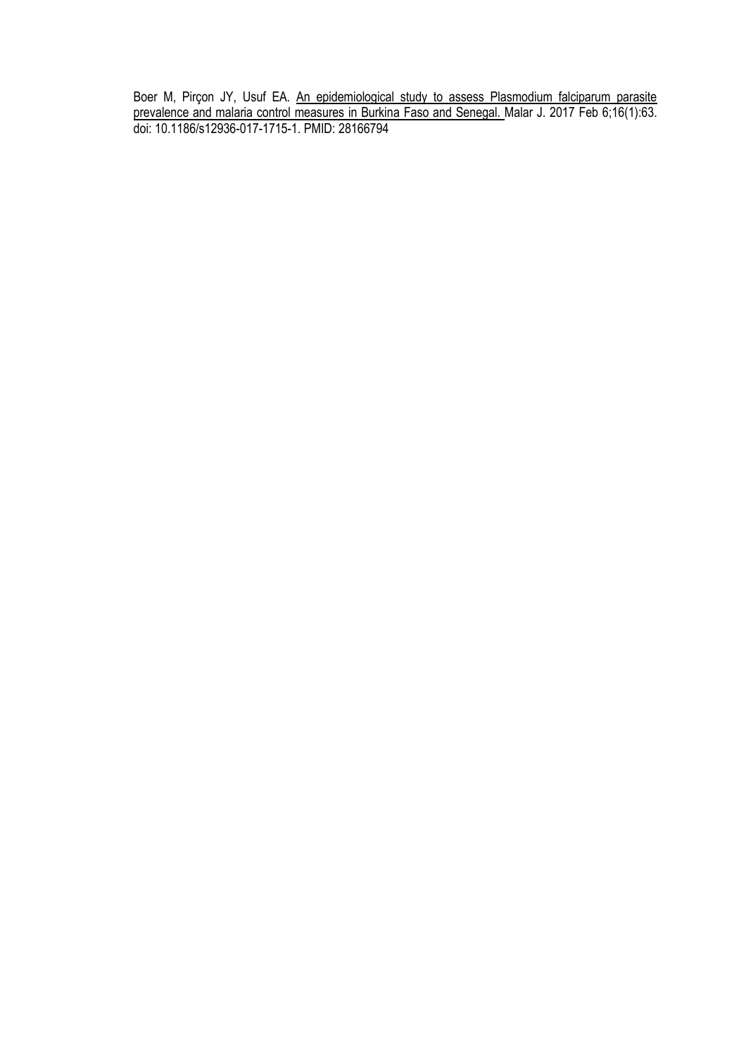Boer M, Pirçon JY, Usuf EA. An epidemiological study to assess Plasmodium falciparum parasite prevalence and malaria control measures in Burkina Faso and Senegal. Malar J. 2017 Feb 6;16(1):63. doi: 10.1186/s12936-017-1715-1. PMID: 28166794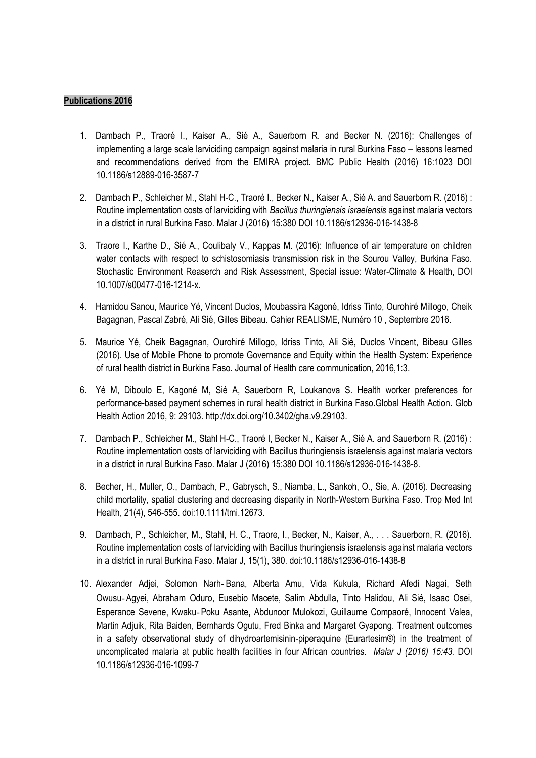**Publications 2016**

1. Dambach P., Traoré I., Kaiser A., Sié A., Sauerborn R. and Becker N. (2016): Challenges of implementing a large scale larviciding campaign against malaria in rural Burkina Faso – lessons learned and recommendations derived from the EMIRA project. BMC Public Health (2016) 16:1023 DOI 10.1186/s12889-016-3587-7

2. Dambach P., Schleicher M., Stahl H-C., Traoré I., Becker N., Kaiser A., Sié A. and Sauerborn R. (2016) : Routine implementation costs of larviciding with *Bacillus thuringiensis israelensis* against malaria vectors in a district in rural Burkina Faso. Malar J (2016) 15:380 DOI 10.1186/s12936-016-1438-8

3. Traore I., Karthe D., Sié A., Coulibaly V., Kappas M. (2016): Influence of air temperature on children water contacts with respect to schistosomiasis transmission risk in the Sourou Valley, Burkina Faso. Stochastic Environment Reaserch and Risk Assessment, Special issue: Water-Climate & Health, DOI 10.1007/s00477-016-1214-x.

4. Hamidou Sanou, Maurice Yé, Vincent Duclos, Moubassira Kagoné, Idriss Tinto, Ourohiré Millogo, Cheik Bagagnan, Pascal Zabré, Ali Sié, Gilles Bibeau. Cahier REALISME, Numéro 10 , Septembre 2016.

5. Maurice Yé, Cheik Bagagnan, Ourohiré Millogo, Idriss Tinto, Ali Sié, Duclos Vincent, Bibeau Gilles (2016). Use of Mobile Phone to promote Governance and Equity within the Health System: Experience of rural health district in Burkina Faso. Journal of Health care communication, 2016,1:3.

6. Yé M, Diboulo E, Kagoné M, Sié A, Sauerborn R, Loukanova S. Health worker preferences for performance-based payment schemes in rural health district in Burkina Faso.Global Health Action. Glob Health Action 2016, 9: 29103. http://dx.doi.org/10.3402/gha.v9.29103.

7. Dambach P., Schleicher M., Stahl H-C., Traoré I, Becker N., Kaiser A., Sié A. and Sauerborn R. (2016) : Routine implementation costs of larviciding with Bacillus thuringiensis israelensis against malaria vectors in a district in rural Burkina Faso. Malar J (2016) 15:380 DOI 10.1186/s12936-016-1438-8.

8. Becher, H., Muller, O., Dambach, P., Gabrysch, S., Niamba, L., Sankoh, O., Sie, A. (2016). Decreasing child mortality, spatial clustering and decreasing disparity in North-Western Burkina Faso. Trop Med Int Health, 21(4), 546-555. doi:10.1111/tmi.12673.

9. Dambach, P., Schleicher, M., Stahl, H. C., Traore, I., Becker, N., Kaiser, A., . . . Sauerborn, R. (2016). Routine implementation costs of larviciding with Bacillus thuringiensis israelensis against malaria vectors in a district in rural Burkina Faso. Malar J, 15(1), 380. doi:10.1186/s12936-016-1438-8

10. Alexander Adjei, Solomon Narh‑Bana, Alberta Amu, Vida Kukula, Richard Afedi Nagai, Seth Owusu‑Agyei, Abraham Oduro, Eusebio Macete, Salim Abdulla, Tinto Halidou, Ali Sié, Isaac Osei, Esperance Sevene, Kwaku‑Poku Asante, Abdunoor Mulokozi, Guillaume Compaoré, Innocent Valea, Martin Adjuik, Rita Baiden, Bernhards Ogutu, Fred Binka and Margaret Gyapong. Treatment outcomes in a safety observational study of dihydroartemisinin-piperaquine (Eurartesim®) in the treatment of uncomplicated malaria at public health facilities in four African countries. *Malar J (2016) 15:43.* DOI 10.1186/s12936-016-1099-7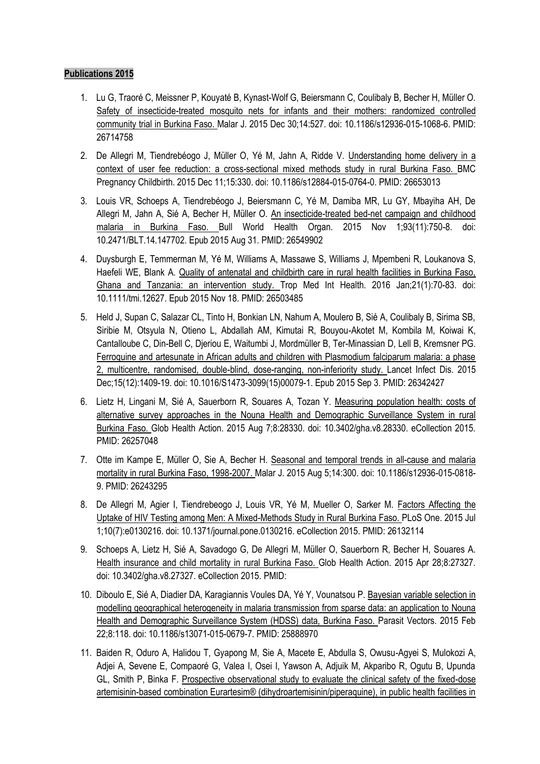**Publications 2015**

1. Lu G, Traoré C, Meissner P, Kouyaté B, Kynast-Wolf G, Beiersmann C, Coulibaly B, Becher H, Müller O. Safety of insecticide-treated mosquito nets for infants and their mothers: randomized controlled community trial in Burkina Faso. Malar J. 2015 Dec 30;14:527. doi: 10.1186/s12936-015-1068-6. PMID: 26714758

2. De Allegri M, Tiendrebéogo J, Müller O, Yé M, Jahn A, Ridde V. Understanding home delivery in a context of user fee reduction: a cross-sectional mixed methods study in rural Burkina Faso. BMC Pregnancy Childbirth. 2015 Dec 11;15:330. doi: 10.1186/s12884-015-0764-0. PMID: 26653013

3. Louis VR, Schoeps A, Tiendrebéogo J, Beiersmann C, Yé M, Damiba MR, Lu GY, Mbayiha AH, De Allegri M, Jahn A, Sié A, Becher H, Müller O. An insecticide-treated bed-net campaign and childhood malaria in Burkina Faso. Bull World Health Organ. 2015 Nov 1;93(11):750-8. doi: 10.2471/BLT.14.147702. Epub 2015 Aug 31. PMID: 26549902

4. Duysburgh E, Temmerman M, Yé M, Williams A, Massawe S, Williams J, Mpembeni R, Loukanova S, Haefeli WE, Blank A. Quality of antenatal and childbirth care in rural health facilities in Burkina Faso, Ghana and Tanzania: an intervention study. Trop Med Int Health. 2016 Jan;21(1):70-83. doi: 10.1111/tmi.12627. Epub 2015 Nov 18. PMID: 26503485

5. Held J, Supan C, Salazar CL, Tinto H, Bonkian LN, Nahum A, Moulero B, Sié A, Coulibaly B, Sirima SB, Siribie M, Otsyula N, Otieno L, Abdallah AM, Kimutai R, Bouyou-Akotet M, Kombila M, Koiwai K, Cantalloube C, Din-Bell C, Djeriou E, Waitumbi J, Mordmüller B, Ter-Minassian D, Lell B, Kremsner PG. Ferroquine and artesunate in African adults and children with Plasmodium falciparum malaria: a phase 2, multicentre, randomised, double-blind, dose-ranging, non-inferiority study. Lancet Infect Dis. 2015 Dec;15(12):1409-19. doi: 10.1016/S1473-3099(15)00079-1. Epub 2015 Sep 3. PMID: 26342427

6. Lietz H, Lingani M, Sié A, Sauerborn R, Souares A, Tozan Y. Measuring population health: costs of alternative survey approaches in the Nouna Health and Demographic Surveillance System in rural Burkina Faso. Glob Health Action. 2015 Aug 7;8:28330. doi: 10.3402/gha.v8.28330. eCollection 2015. PMID: 26257048

7. Otte im Kampe E, Müller O, Sie A, Becher H. Seasonal and temporal trends in all-cause and malaria mortality in rural Burkina Faso, 1998-2007. Malar J. 2015 Aug 5;14:300. doi: 10.1186/s12936-015-0818-9. PMID: 26243295

8. De Allegri M, Agier I, Tiendrebeogo J, Louis VR, Yé M, Mueller O, Sarker M. Factors Affecting the Uptake of HIV Testing among Men: A Mixed-Methods Study in Rural Burkina Faso. PLoS One. 2015 Jul 1;10(7):e0130216. doi: 10.1371/journal.pone.0130216. eCollection 2015. PMID: 26132114

9. Schoeps A, Lietz H, Sié A, Savadogo G, De Allegri M, Müller O, Sauerborn R, Becher H, Souares A. Health insurance and child mortality in rural Burkina Faso. Glob Health Action. 2015 Apr 28;8:27327. doi: 10.3402/gha.v8.27327. eCollection 2015. PMID:

10. Diboulo E, Sié A, Diadier DA, Karagiannis Voules DA, Yé Y, Vounatsou P. Bayesian variable selection in modelling geographical heterogeneity in malaria transmission from sparse data: an application to Nouna Health and Demographic Surveillance System (HDSS) data, Burkina Faso. Parasit Vectors. 2015 Feb 22;8:118. doi: 10.1186/s13071-015-0679-7. PMID: 25888970

11. Baiden R, Oduro A, Halidou T, Gyapong M, Sie A, Macete E, Abdulla S, Owusu-Agyei S, Mulokozi A, Adjei A, Sevene E, Compaoré G, Valea I, Osei I, Yawson A, Adjuik M, Akparibo R, Ogutu B, Upunda GL, Smith P, Binka F. Prospective observational study to evaluate the clinical safety of the fixed-dose artemisinin-based combination Eurartesim® (dihydroartemisinin/piperaquine), in public health facilities in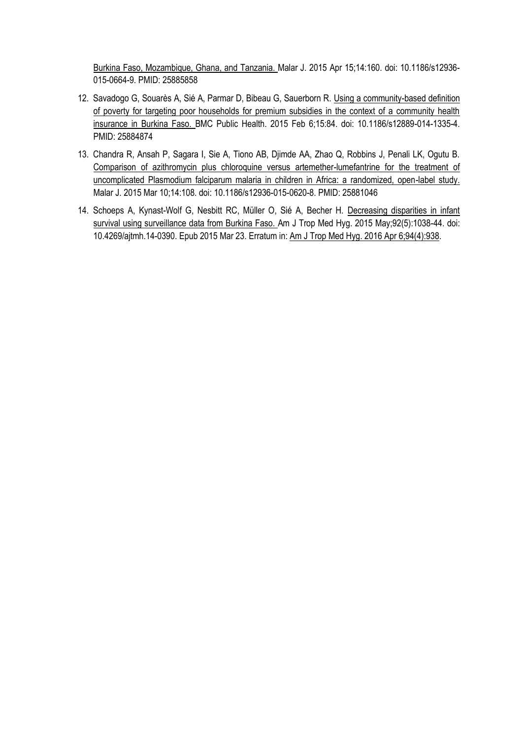Burkina Faso, Mozambique, Ghana, and Tanzania. Malar J. 2015 Apr 15;14:160. doi: 10.1186/s12936-015-0664-9. PMID: 25885858

12. Savadogo G, Souarès A, Sié A, Parmar D, Bibeau G, Sauerborn R. Using a community-based definition of poverty for targeting poor households for premium subsidies in the context of a community health insurance in Burkina Faso. BMC Public Health. 2015 Feb 6;15:84. doi: 10.1186/s12889-014-1335-4. PMID: 25884874

13. Chandra R, Ansah P, Sagara I, Sie A, Tiono AB, Djimde AA, Zhao Q, Robbins J, Penali LK, Ogutu B. Comparison of azithromycin plus chloroquine versus artemether-lumefantrine for the treatment of uncomplicated Plasmodium falciparum malaria in children in Africa: a randomized, open-label study. Malar J. 2015 Mar 10;14:108. doi: 10.1186/s12936-015-0620-8. PMID: 25881046

14. Schoeps A, Kynast-Wolf G, Nesbitt RC, Müller O, Sié A, Becher H. Decreasing disparities in infant survival using surveillance data from Burkina Faso. Am J Trop Med Hyg. 2015 May;92(5):1038-44. doi: 10.4269/ajtmh.14-0390. Epub 2015 Mar 23. Erratum in: Am J Trop Med Hyg. 2016 Apr 6;94(4):938.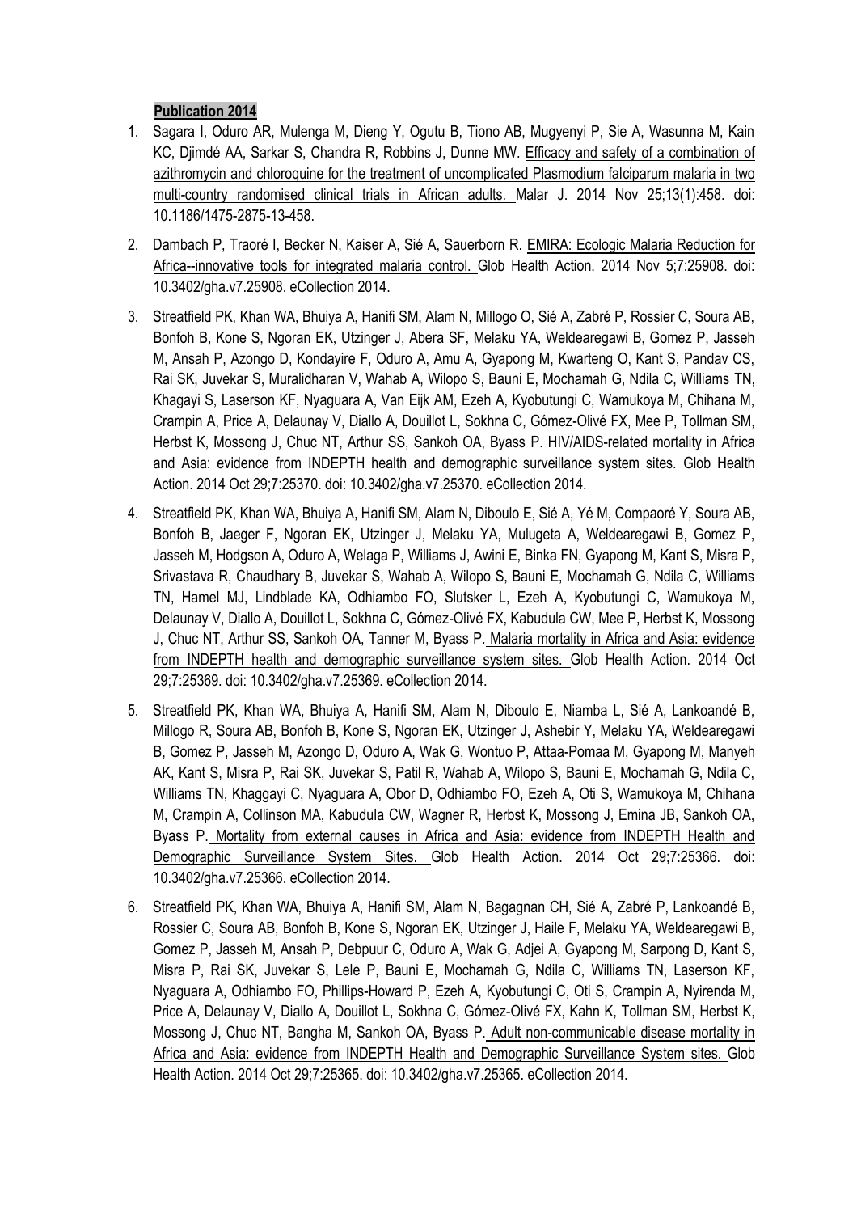**Publication 2014**

1. Sagara I, Oduro AR, Mulenga M, Dieng Y, Ogutu B, Tiono AB, Mugyenyi P, Sie A, Wasunna M, Kain KC, Djimdé AA, Sarkar S, Chandra R, Robbins J, Dunne MW. Efficacy and safety of a combination of azithromycin and chloroquine for the treatment of uncomplicated Plasmodium falciparum malaria in two multi-country randomised clinical trials in African adults. Malar J. 2014 Nov 25;13(1):458. doi: 10.1186/1475-2875-13-458.

2. Dambach P, Traoré I, Becker N, Kaiser A, Sié A, Sauerborn R. EMIRA: Ecologic Malaria Reduction for Africa--innovative tools for integrated malaria control. Glob Health Action. 2014 Nov 5;7:25908. doi: 10.3402/gha.v7.25908. eCollection 2014.

3. Streatfield PK, Khan WA, Bhuiya A, Hanifi SM, Alam N, Millogo O, Sié A, Zabré P, Rossier C, Soura AB, Bonfoh B, Kone S, Ngoran EK, Utzinger J, Abera SF, Melaku YA, Weldearegawi B, Gomez P, Jasseh M, Ansah P, Azongo D, Kondayire F, Oduro A, Amu A, Gyapong M, Kwarteng O, Kant S, Pandav CS, Rai SK, Juvekar S, Muralidharan V, Wahab A, Wilopo S, Bauni E, Mochamah G, Ndila C, Williams TN, Khagayi S, Laserson KF, Nyaguara A, Van Eijk AM, Ezeh A, Kyobutungi C, Wamukoya M, Chihana M, Crampin A, Price A, Delaunay V, Diallo A, Douillot L, Sokhna C, Gómez-Olivé FX, Mee P, Tollman SM, Herbst K, Mossong J, Chuc NT, Arthur SS, Sankoh OA, Byass P. HIV/AIDS-related mortality in Africa and Asia: evidence from INDEPTH health and demographic surveillance system sites. Glob Health Action. 2014 Oct 29;7:25370. doi: 10.3402/gha.v7.25370. eCollection 2014.

4. Streatfield PK, Khan WA, Bhuiya A, Hanifi SM, Alam N, Diboulo E, Sié A, Yé M, Compaoré Y, Soura AB, Bonfoh B, Jaeger F, Ngoran EK, Utzinger J, Melaku YA, Mulugeta A, Weldearegawi B, Gomez P, Jasseh M, Hodgson A, Oduro A, Welaga P, Williams J, Awini E, Binka FN, Gyapong M, Kant S, Misra P, Srivastava R, Chaudhary B, Juvekar S, Wahab A, Wilopo S, Bauni E, Mochamah G, Ndila C, Williams TN, Hamel MJ, Lindblade KA, Odhiambo FO, Slutsker L, Ezeh A, Kyobutungi C, Wamukoya M, Delaunay V, Diallo A, Douillot L, Sokhna C, Gómez-Olivé FX, Kabudula CW, Mee P, Herbst K, Mossong J, Chuc NT, Arthur SS, Sankoh OA, Tanner M, Byass P. Malaria mortality in Africa and Asia: evidence from INDEPTH health and demographic surveillance system sites. Glob Health Action. 2014 Oct 29;7:25369. doi: 10.3402/gha.v7.25369. eCollection 2014.

5. Streatfield PK, Khan WA, Bhuiya A, Hanifi SM, Alam N, Diboulo E, Niamba L, Sié A, Lankoandé B, Millogo R, Soura AB, Bonfoh B, Kone S, Ngoran EK, Utzinger J, Ashebir Y, Melaku YA, Weldearegawi B, Gomez P, Jasseh M, Azongo D, Oduro A, Wak G, Wontuo P, Attaa-Pomaa M, Gyapong M, Manyeh AK, Kant S, Misra P, Rai SK, Juvekar S, Patil R, Wahab A, Wilopo S, Bauni E, Mochamah G, Ndila C, Williams TN, Khaggayi C, Nyaguara A, Obor D, Odhiambo FO, Ezeh A, Oti S, Wamukoya M, Chihana M, Crampin A, Collinson MA, Kabudula CW, Wagner R, Herbst K, Mossong J, Emina JB, Sankoh OA, Byass P. Mortality from external causes in Africa and Asia: evidence from INDEPTH Health and Demographic Surveillance System Sites. Glob Health Action. 2014 Oct 29;7:25366. doi: 10.3402/gha.v7.25366. eCollection 2014.

6. Streatfield PK, Khan WA, Bhuiya A, Hanifi SM, Alam N, Bagagnan CH, Sié A, Zabré P, Lankoandé B, Rossier C, Soura AB, Bonfoh B, Kone S, Ngoran EK, Utzinger J, Haile F, Melaku YA, Weldearegawi B, Gomez P, Jasseh M, Ansah P, Debpuur C, Oduro A, Wak G, Adjei A, Gyapong M, Sarpong D, Kant S, Misra P, Rai SK, Juvekar S, Lele P, Bauni E, Mochamah G, Ndila C, Williams TN, Laserson KF, Nyaguara A, Odhiambo FO, Phillips-Howard P, Ezeh A, Kyobutungi C, Oti S, Crampin A, Nyirenda M, Price A, Delaunay V, Diallo A, Douillot L, Sokhna C, Gómez-Olivé FX, Kahn K, Tollman SM, Herbst K, Mossong J, Chuc NT, Bangha M, Sankoh OA, Byass P. Adult non-communicable disease mortality in Africa and Asia: evidence from INDEPTH Health and Demographic Surveillance System sites. Glob Health Action. 2014 Oct 29;7:25365. doi: 10.3402/gha.v7.25365. eCollection 2014.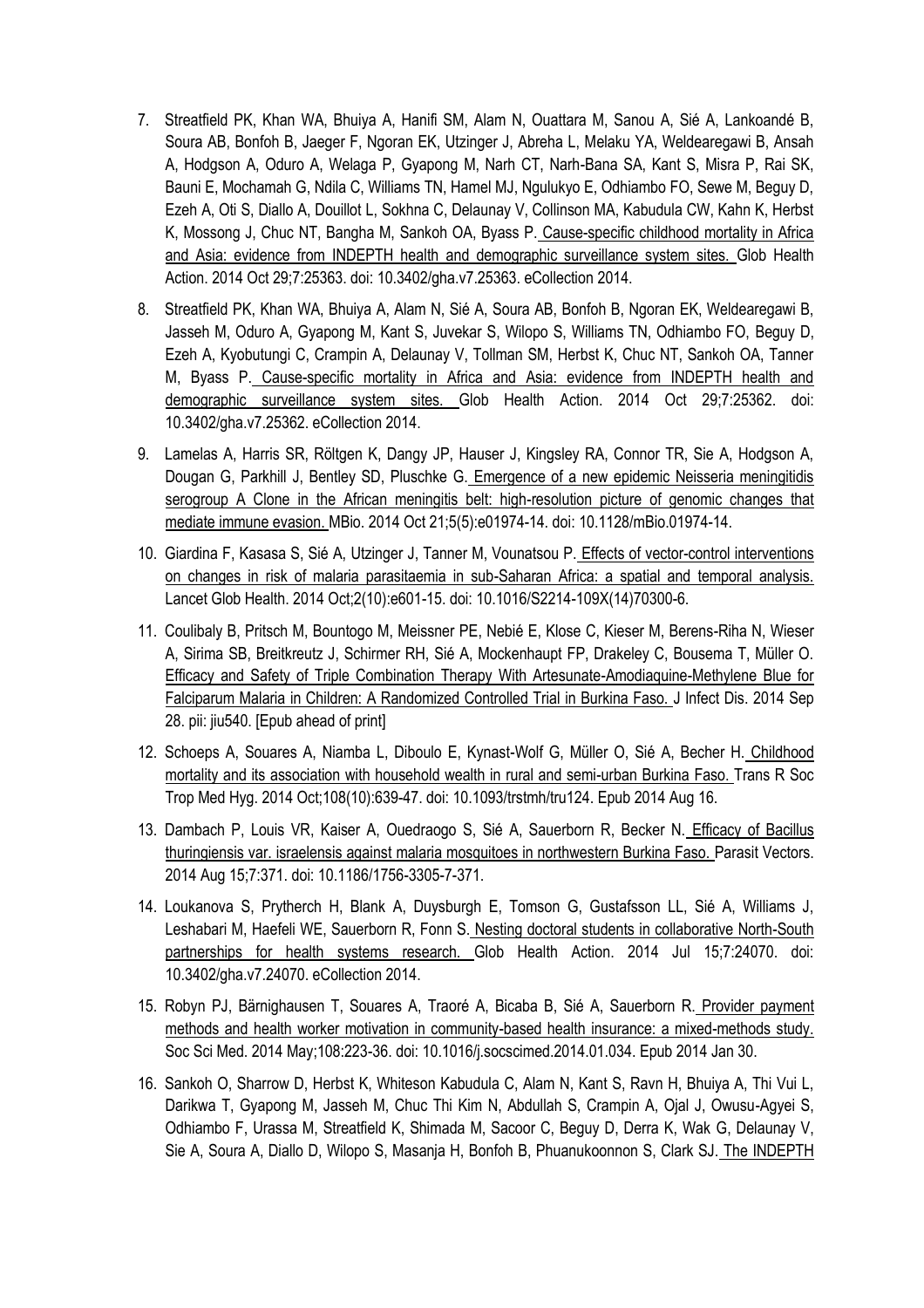7. Streatfield PK, Khan WA, Bhuiya A, Hanifi SM, Alam N, Ouattara M, Sanou A, Sié A, Lankoandé B, Soura AB, Bonfoh B, Jaeger F, Ngoran EK, Utzinger J, Abreha L, Melaku YA, Weldearegawi B, Ansah A, Hodgson A, Oduro A, Welaga P, Gyapong M, Narh CT, Narh-Bana SA, Kant S, Misra P, Rai SK, Bauni E, Mochamah G, Ndila C, Williams TN, Hamel MJ, Ngulukyo E, Odhiambo FO, Sewe M, Beguy D, Ezeh A, Oti S, Diallo A, Douillot L, Sokhna C, Delaunay V, Collinson MA, Kabudula CW, Kahn K, Herbst K, Mossong J, Chuc NT, Bangha M, Sankoh OA, Byass P. Cause-specific childhood mortality in Africa and Asia: evidence from INDEPTH health and demographic surveillance system sites. Glob Health Action. 2014 Oct 29;7:25363. doi: 10.3402/gha.v7.25363. eCollection 2014.

8. Streatfield PK, Khan WA, Bhuiya A, Alam N, Sié A, Soura AB, Bonfoh B, Ngoran EK, Weldearegawi B, Jasseh M, Oduro A, Gyapong M, Kant S, Juvekar S, Wilopo S, Williams TN, Odhiambo FO, Beguy D, Ezeh A, Kyobutungi C, Crampin A, Delaunay V, Tollman SM, Herbst K, Chuc NT, Sankoh OA, Tanner M, Byass P. Cause-specific mortality in Africa and Asia: evidence from INDEPTH health and demographic surveillance system sites. Glob Health Action. 2014 Oct 29;7:25362. doi: 10.3402/gha.v7.25362. eCollection 2014.

9. Lamelas A, Harris SR, Röltgen K, Dangy JP, Hauser J, Kingsley RA, Connor TR, Sie A, Hodgson A, Dougan G, Parkhill J, Bentley SD, Pluschke G. Emergence of a new epidemic Neisseria meningitidis serogroup A Clone in the African meningitis belt: high-resolution picture of genomic changes that mediate immune evasion. MBio. 2014 Oct 21;5(5):e01974-14. doi: 10.1128/mBio.01974-14.

10. Giardina F, Kasasa S, Sié A, Utzinger J, Tanner M, Vounatsou P. Effects of vector-control interventions on changes in risk of malaria parasitaemia in sub-Saharan Africa: a spatial and temporal analysis. Lancet Glob Health. 2014 Oct;2(10):e601-15. doi: 10.1016/S2214-109X(14)70300-6.

11. Coulibaly B, Pritsch M, Bountogo M, Meissner PE, Nebié E, Klose C, Kieser M, Berens-Riha N, Wieser A, Sirima SB, Breitkreutz J, Schirmer RH, Sié A, Mockenhaupt FP, Drakeley C, Bousema T, Müller O. Efficacy and Safety of Triple Combination Therapy With Artesunate-Amodiaquine-Methylene Blue for Falciparum Malaria in Children: A Randomized Controlled Trial in Burkina Faso. J Infect Dis. 2014 Sep 28. pii: jiu540. [Epub ahead of print]

12. Schoeps A, Souares A, Niamba L, Diboulo E, Kynast-Wolf G, Müller O, Sié A, Becher H. Childhood mortality and its association with household wealth in rural and semi-urban Burkina Faso. Trans R Soc Trop Med Hyg. 2014 Oct;108(10):639-47. doi: 10.1093/trstmh/tru124. Epub 2014 Aug 16.

13. Dambach P, Louis VR, Kaiser A, Ouedraogo S, Sié A, Sauerborn R, Becker N. Efficacy of Bacillus thuringiensis var. israelensis against malaria mosquitoes in northwestern Burkina Faso. Parasit Vectors. 2014 Aug 15;7:371. doi: 10.1186/1756-3305-7-371.

14. Loukanova S, Prytherch H, Blank A, Duysburgh E, Tomson G, Gustafsson LL, Sié A, Williams J, Leshabari M, Haefeli WE, Sauerborn R, Fonn S. Nesting doctoral students in collaborative North-South partnerships for health systems research. Glob Health Action. 2014 Jul 15;7:24070. doi: 10.3402/gha.v7.24070. eCollection 2014.

15. Robyn PJ, Bärnighausen T, Souares A, Traoré A, Bicaba B, Sié A, Sauerborn R. Provider payment methods and health worker motivation in community-based health insurance: a mixed-methods study. Soc Sci Med. 2014 May;108:223-36. doi: 10.1016/j.socscimed.2014.01.034. Epub 2014 Jan 30.

16. Sankoh O, Sharrow D, Herbst K, Whiteson Kabudula C, Alam N, Kant S, Ravn H, Bhuiya A, Thi Vui L, Darikwa T, Gyapong M, Jasseh M, Chuc Thi Kim N, Abdullah S, Crampin A, Ojal J, Owusu-Agyei S, Odhiambo F, Urassa M, Streatfield K, Shimada M, Sacoor C, Beguy D, Derra K, Wak G, Delaunay V, Sie A, Soura A, Diallo D, Wilopo S, Masanja H, Bonfoh B, Phuanukoonnon S, Clark SJ. The INDEPTH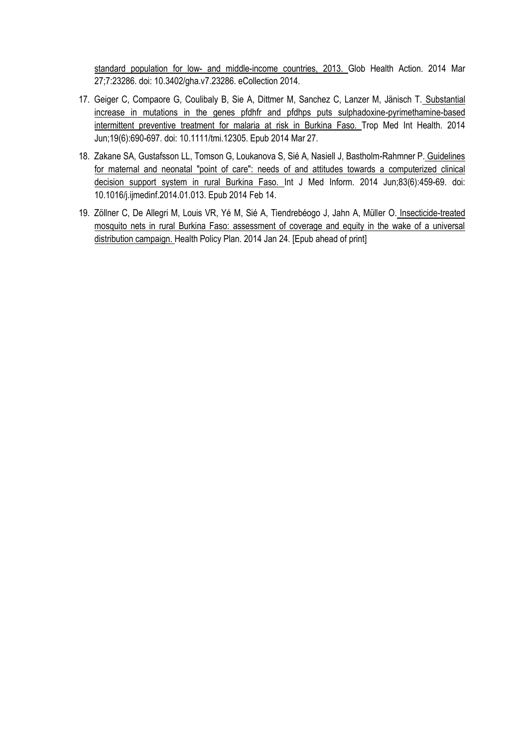standard population for low- and middle-income countries, 2013. Glob Health Action. 2014 Mar 27;7:23286. doi: 10.3402/gha.v7.23286. eCollection 2014.

17. Geiger C, Compaore G, Coulibaly B, Sie A, Dittmer M, Sanchez C, Lanzer M, Jänisch T. Substantial increase in mutations in the genes pfdhfr and pfdhps puts sulphadoxine-pyrimethamine-based intermittent preventive treatment for malaria at risk in Burkina Faso. Trop Med Int Health. 2014 Jun;19(6):690-697. doi: 10.1111/tmi.12305. Epub 2014 Mar 27.

18. Zakane SA, Gustafsson LL, Tomson G, Loukanova S, Sié A, Nasiell J, Bastholm-Rahmner P. Guidelines for maternal and neonatal "point of care": needs of and attitudes towards a computerized clinical decision support system in rural Burkina Faso. Int J Med Inform. 2014 Jun;83(6):459-69. doi: 10.1016/j.ijmedinf.2014.01.013. Epub 2014 Feb 14.

19. Zöllner C, De Allegri M, Louis VR, Yé M, Sié A, Tiendrebéogo J, Jahn A, Müller O. Insecticide-treated mosquito nets in rural Burkina Faso: assessment of coverage and equity in the wake of a universal distribution campaign. Health Policy Plan. 2014 Jan 24. [Epub ahead of print]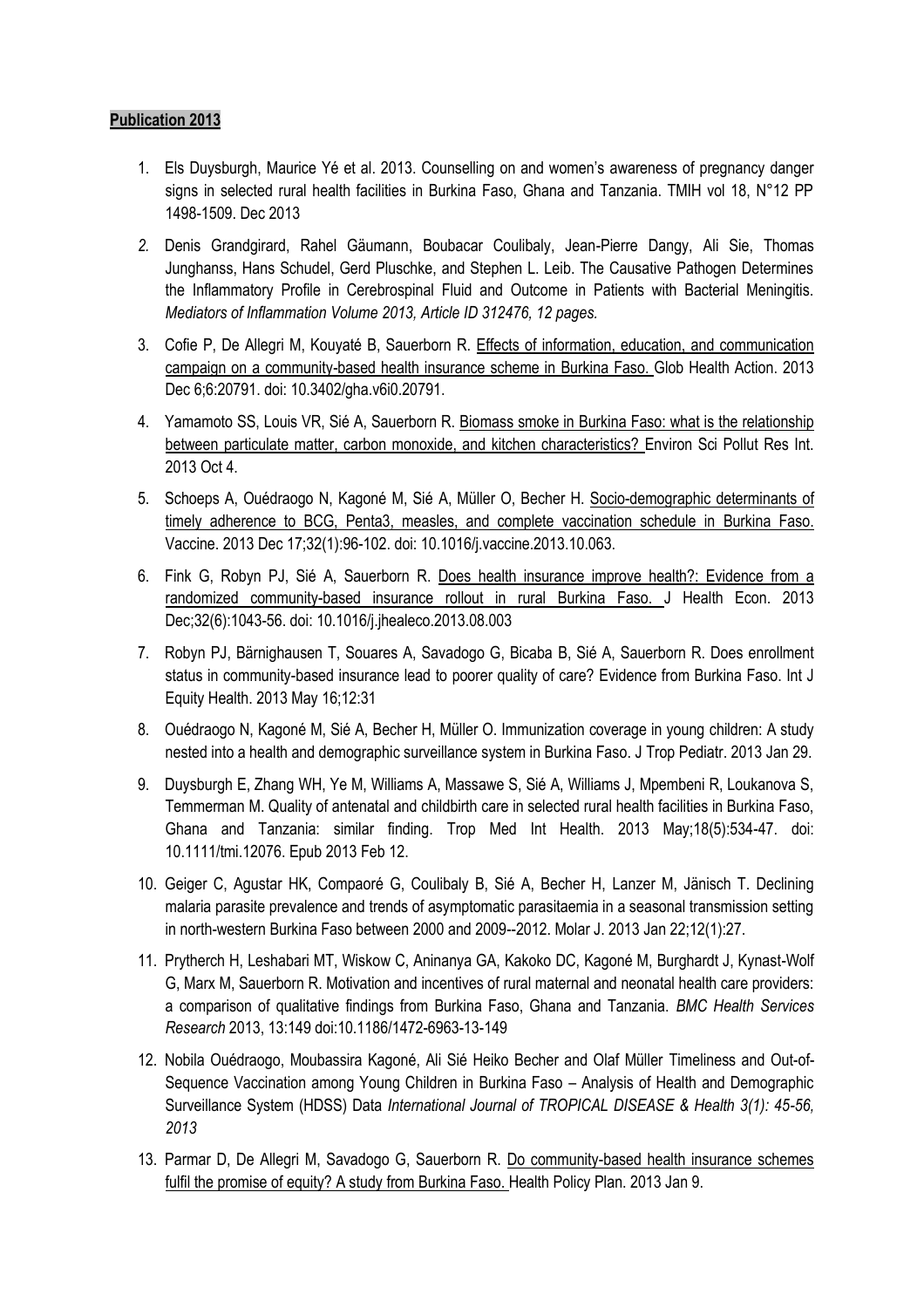**Publication 2013**

1. Els Duysburgh, Maurice Yé et al. 2013. Counselling on and women's awareness of pregnancy danger signs in selected rural health facilities in Burkina Faso, Ghana and Tanzania. TMIH vol 18, N°12 PP 1498-1509. Dec 2013
2. Denis Grandgirard, Rahel Gäumann, Boubacar Coulibaly, Jean-Pierre Dangy, Ali Sie, Thomas Junghanss, Hans Schudel, Gerd Pluschke, and Stephen L. Leib. The Causative Pathogen Determines the Inflammatory Profile in Cerebrospinal Fluid and Outcome in Patients with Bacterial Meningitis. *Mediators of Inflammation Volume 2013, Article ID 312476, 12 pages.*
3. Cofie P, De Allegri M, Kouyaté B, Sauerborn R. Effects of information, education, and communication campaign on a community-based health insurance scheme in Burkina Faso. Glob Health Action. 2013 Dec 6;6:20791. doi: 10.3402/gha.v6i0.20791.
4. Yamamoto SS, Louis VR, Sié A, Sauerborn R. Biomass smoke in Burkina Faso: what is the relationship between particulate matter, carbon monoxide, and kitchen characteristics? Environ Sci Pollut Res Int. 2013 Oct 4.
5. Schoeps A, Ouédraogo N, Kagoné M, Sié A, Müller O, Becher H. Socio-demographic determinants of timely adherence to BCG, Penta3, measles, and complete vaccination schedule in Burkina Faso. Vaccine. 2013 Dec 17;32(1):96-102. doi: 10.1016/j.vaccine.2013.10.063.
6. Fink G, Robyn PJ, Sié A, Sauerborn R. Does health insurance improve health?: Evidence from a randomized community-based insurance rollout in rural Burkina Faso. J Health Econ. 2013 Dec;32(6):1043-56. doi: 10.1016/j.jhealeco.2013.08.003
7. Robyn PJ, Bärnighausen T, Souares A, Savadogo G, Bicaba B, Sié A, Sauerborn R. Does enrollment status in community-based insurance lead to poorer quality of care? Evidence from Burkina Faso. Int J Equity Health. 2013 May 16;12:31
8. Ouédraogo N, Kagoné M, Sié A, Becher H, Müller O. Immunization coverage in young children: A study nested into a health and demographic surveillance system in Burkina Faso. J Trop Pediatr. 2013 Jan 29.
9. Duysburgh E, Zhang WH, Ye M, Williams A, Massawe S, Sié A, Williams J, Mpembeni R, Loukanova S, Temmerman M. Quality of antenatal and childbirth care in selected rural health facilities in Burkina Faso, Ghana and Tanzania: similar finding. Trop Med Int Health. 2013 May;18(5):534-47. doi: 10.1111/tmi.12076. Epub 2013 Feb 12.
10. Geiger C, Agustar HK, Compaoré G, Coulibaly B, Sié A, Becher H, Lanzer M, Jänisch T. Declining malaria parasite prevalence and trends of asymptomatic parasitaemia in a seasonal transmission setting in north-western Burkina Faso between 2000 and 2009--2012. Molar J. 2013 Jan 22;12(1):27.
11. Prytherch H, Leshabari MT, Wiskow C, Aninanya GA, Kakoko DC, Kagoné M, Burghardt J, Kynast-Wolf G, Marx M, Sauerborn R. Motivation and incentives of rural maternal and neonatal health care providers: a comparison of qualitative findings from Burkina Faso, Ghana and Tanzania. *BMC Health Services Research* 2013, 13:149 doi:10.1186/1472-6963-13-149
12. Nobila Ouédraogo, Moubassira Kagoné, Ali Sié Heiko Becher and Olaf Müller Timeliness and Out-of-Sequence Vaccination among Young Children in Burkina Faso – Analysis of Health and Demographic Surveillance System (HDSS) Data *International Journal of TROPICAL DISEASE & Health 3(1): 45-56, 2013*
13. Parmar D, De Allegri M, Savadogo G, Sauerborn R. Do community-based health insurance schemes fulfil the promise of equity? A study from Burkina Faso. Health Policy Plan. 2013 Jan 9.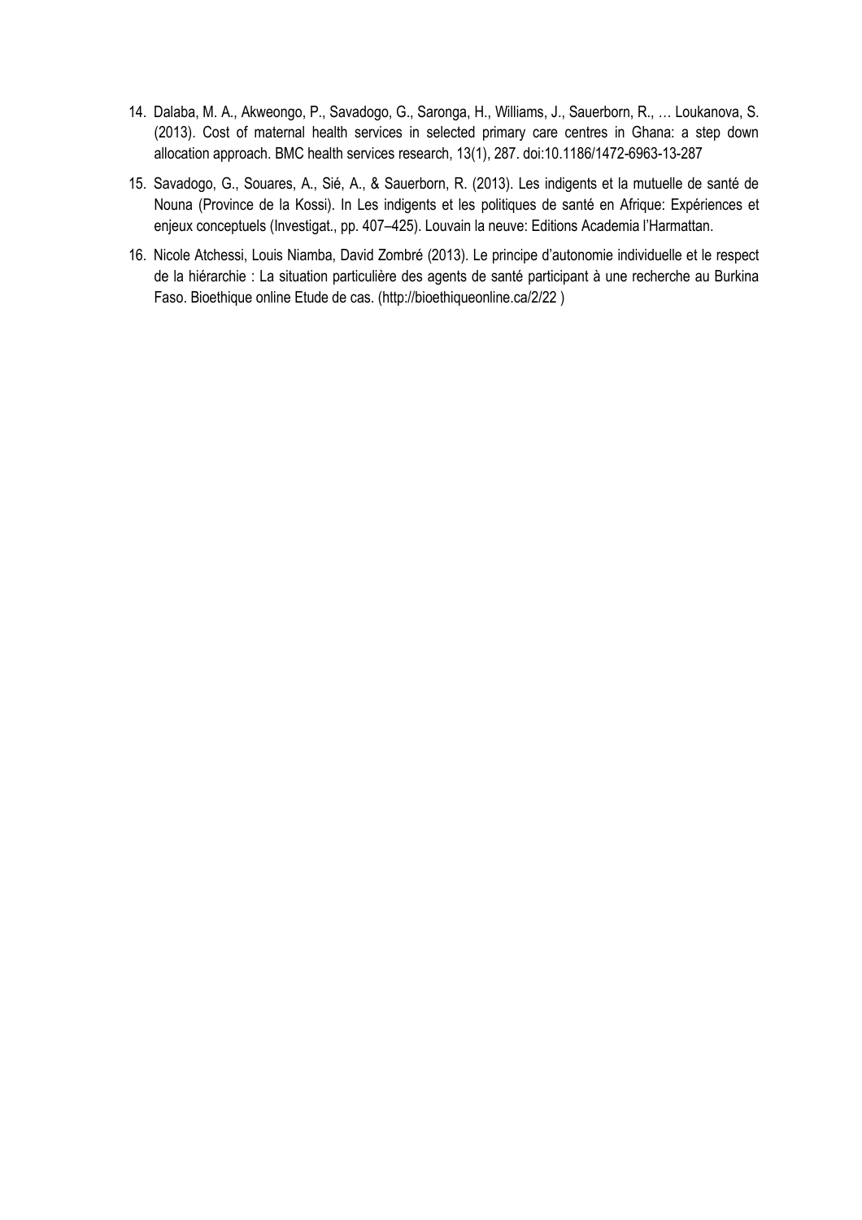14. Dalaba, M. A., Akweongo, P., Savadogo, G., Saronga, H., Williams, J., Sauerborn, R., … Loukanova, S. (2013). Cost of maternal health services in selected primary care centres in Ghana: a step down allocation approach. BMC health services research, 13(1), 287. doi:10.1186/1472-6963-13-287

15. Savadogo, G., Souares, A., Sié, A., & Sauerborn, R. (2013). Les indigents et la mutuelle de santé de Nouna (Province de la Kossi). In Les indigents et les politiques de santé en Afrique: Expériences et enjeux conceptuels (Investigat., pp. 407–425). Louvain la neuve: Editions Academia l'Harmattan.

16. Nicole Atchessi, Louis Niamba, David Zombré (2013). Le principe d'autonomie individuelle et le respect de la hiérarchie : La situation particulière des agents de santé participant à une recherche au Burkina Faso. Bioethique online Etude de cas. (http://bioethiqueonline.ca/2/22 )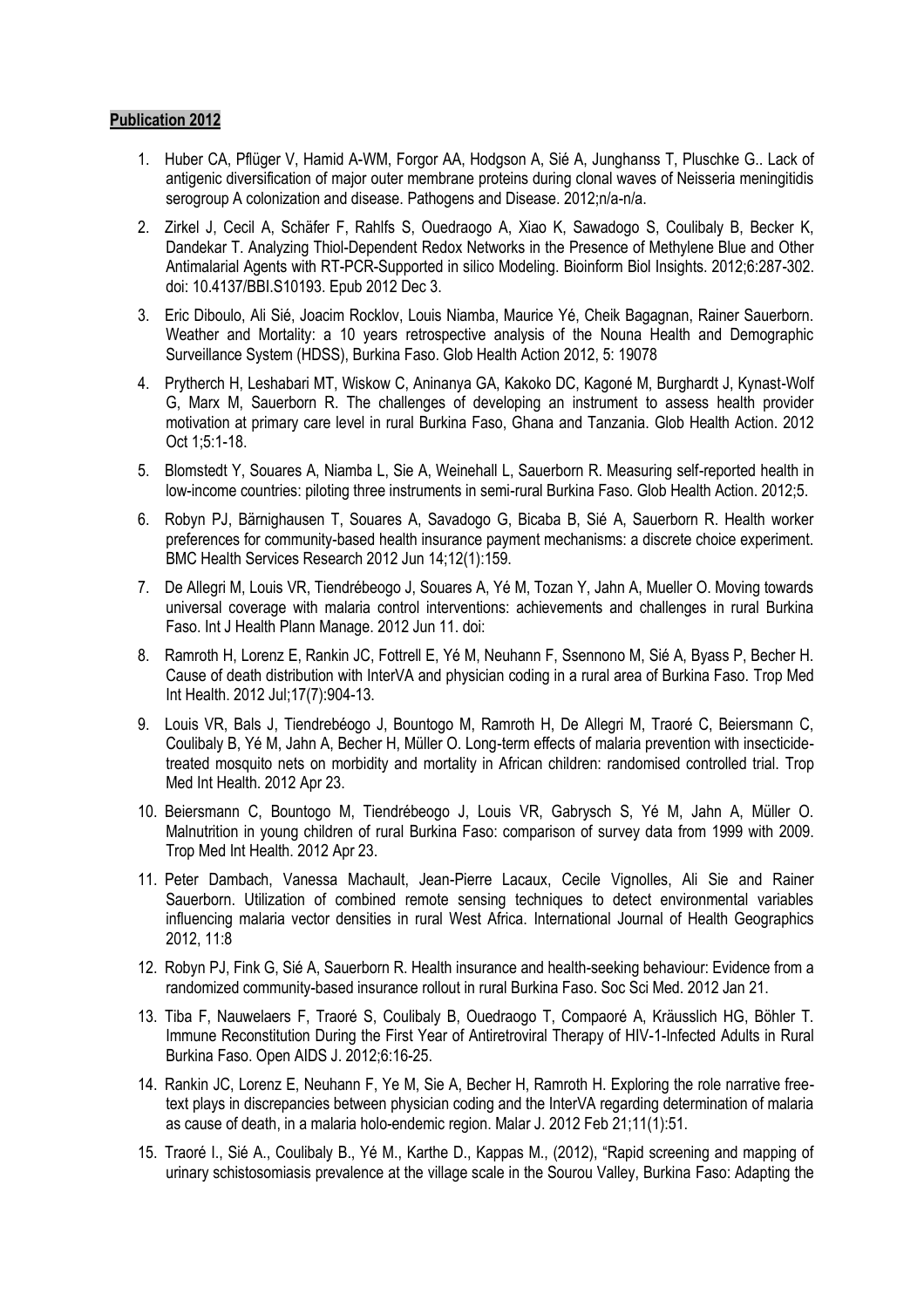**Publication 2012**

1. Huber CA, Pflüger V, Hamid A-WM, Forgor AA, Hodgson A, Sié A, Junghanss T, Pluschke G.. Lack of antigenic diversification of major outer membrane proteins during clonal waves of Neisseria meningitidis serogroup A colonization and disease. Pathogens and Disease. 2012;n/a-n/a.
2. Zirkel J, Cecil A, Schäfer F, Rahlfs S, Ouedraogo A, Xiao K, Sawadogo S, Coulibaly B, Becker K, Dandekar T. Analyzing Thiol-Dependent Redox Networks in the Presence of Methylene Blue and Other Antimalarial Agents with RT-PCR-Supported in silico Modeling. Bioinform Biol Insights. 2012;6:287-302. doi: 10.4137/BBI.S10193. Epub 2012 Dec 3.
3. Eric Diboulo, Ali Sié, Joacim Rocklov, Louis Niamba, Maurice Yé, Cheik Bagagnan, Rainer Sauerborn. Weather and Mortality: a 10 years retrospective analysis of the Nouna Health and Demographic Surveillance System (HDSS), Burkina Faso. Glob Health Action 2012, 5: 19078
4. Prytherch H, Leshabari MT, Wiskow C, Aninanya GA, Kakoko DC, Kagoné M, Burghardt J, Kynast-Wolf G, Marx M, Sauerborn R. The challenges of developing an instrument to assess health provider motivation at primary care level in rural Burkina Faso, Ghana and Tanzania. Glob Health Action. 2012 Oct 1;5:1-18.
5. Blomstedt Y, Souares A, Niamba L, Sie A, Weinehall L, Sauerborn R. Measuring self-reported health in low-income countries: piloting three instruments in semi-rural Burkina Faso. Glob Health Action. 2012;5.
6. Robyn PJ, Bärnighausen T, Souares A, Savadogo G, Bicaba B, Sié A, Sauerborn R. Health worker preferences for community-based health insurance payment mechanisms: a discrete choice experiment. BMC Health Services Research 2012 Jun 14;12(1):159.
7. De Allegri M, Louis VR, Tiendrébeogo J, Souares A, Yé M, Tozan Y, Jahn A, Mueller O. Moving towards universal coverage with malaria control interventions: achievements and challenges in rural Burkina Faso. Int J Health Plann Manage. 2012 Jun 11. doi:
8. Ramroth H, Lorenz E, Rankin JC, Fottrell E, Yé M, Neuhann F, Ssennono M, Sié A, Byass P, Becher H. Cause of death distribution with InterVA and physician coding in a rural area of Burkina Faso. Trop Med Int Health. 2012 Jul;17(7):904-13.
9. Louis VR, Bals J, Tiendrebéogo J, Bountogo M, Ramroth H, De Allegri M, Traoré C, Beiersmann C, Coulibaly B, Yé M, Jahn A, Becher H, Müller O. Long-term effects of malaria prevention with insecticide-treated mosquito nets on morbidity and mortality in African children: randomised controlled trial. Trop Med Int Health. 2012 Apr 23.
10. Beiersmann C, Bountogo M, Tiendrébeogo J, Louis VR, Gabrysch S, Yé M, Jahn A, Müller O. Malnutrition in young children of rural Burkina Faso: comparison of survey data from 1999 with 2009. Trop Med Int Health. 2012 Apr 23.
11. Peter Dambach, Vanessa Machault, Jean-Pierre Lacaux, Cecile Vignolles, Ali Sie and Rainer Sauerborn. Utilization of combined remote sensing techniques to detect environmental variables influencing malaria vector densities in rural West Africa. International Journal of Health Geographics 2012, 11:8
12. Robyn PJ, Fink G, Sié A, Sauerborn R. Health insurance and health-seeking behaviour: Evidence from a randomized community-based insurance rollout in rural Burkina Faso. Soc Sci Med. 2012 Jan 21.
13. Tiba F, Nauwelaers F, Traoré S, Coulibaly B, Ouedraogo T, Compaoré A, Kräusslich HG, Böhler T. Immune Reconstitution During the First Year of Antiretroviral Therapy of HIV-1-Infected Adults in Rural Burkina Faso. Open AIDS J. 2012;6:16-25.
14. Rankin JC, Lorenz E, Neuhann F, Ye M, Sie A, Becher H, Ramroth H. Exploring the role narrative free-text plays in discrepancies between physician coding and the InterVA regarding determination of malaria as cause of death, in a malaria holo-endemic region. Malar J. 2012 Feb 21;11(1):51.
15. Traoré I., Sié A., Coulibaly B., Yé M., Karthe D., Kappas M., (2012), "Rapid screening and mapping of urinary schistosomiasis prevalence at the village scale in the Sourou Valley, Burkina Faso: Adapting the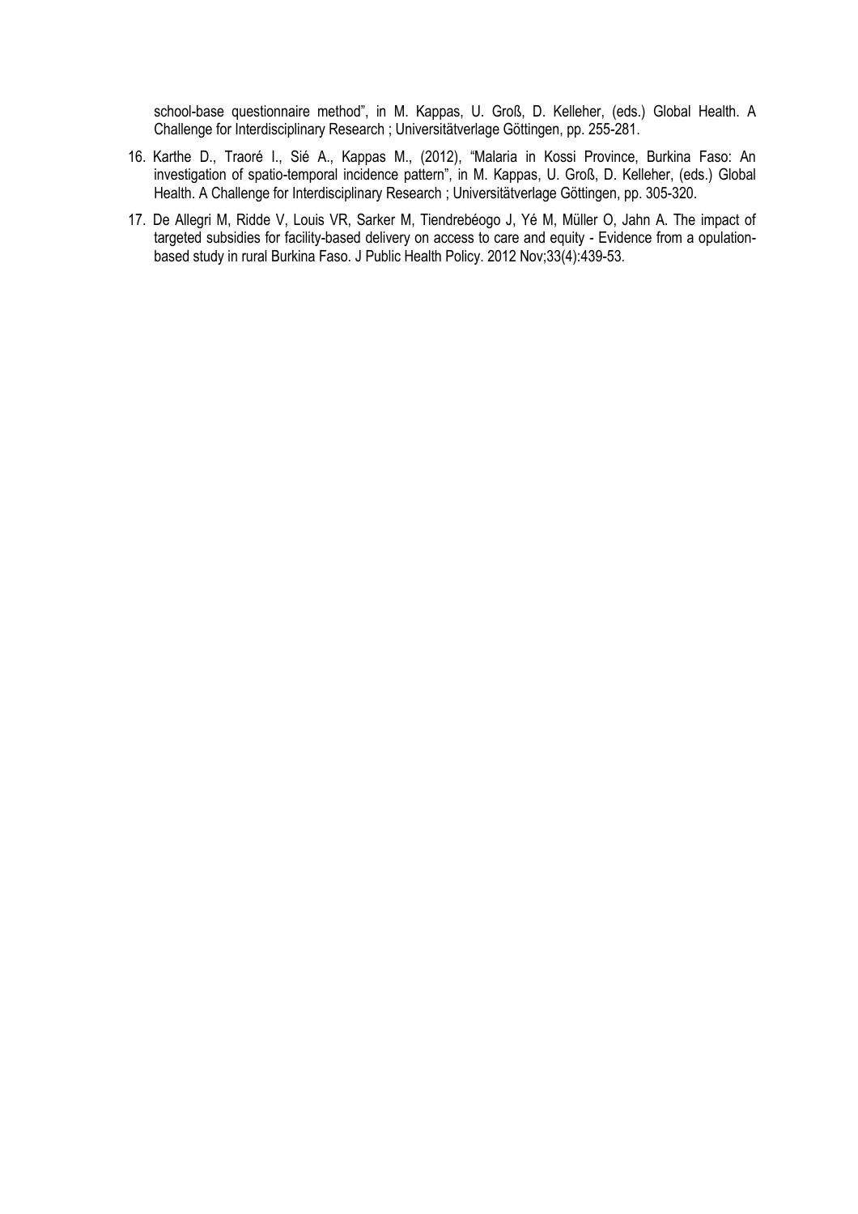school-base questionnaire method", in M. Kappas, U. Groß, D. Kelleher, (eds.) Global Health. A Challenge for Interdisciplinary Research ; Universitätverlage Göttingen, pp. 255-281.

16. Karthe D., Traoré I., Sié A., Kappas M., (2012), "Malaria in Kossi Province, Burkina Faso: An investigation of spatio-temporal incidence pattern", in M. Kappas, U. Groß, D. Kelleher, (eds.) Global Health. A Challenge for Interdisciplinary Research ; Universitätverlage Göttingen, pp. 305-320.
17. De Allegri M, Ridde V, Louis VR, Sarker M, Tiendrebéogo J, Yé M, Müller O, Jahn A. The impact of targeted subsidies for facility-based delivery on access to care and equity - Evidence from a opulation-based study in rural Burkina Faso. J Public Health Policy. 2012 Nov;33(4):439-53.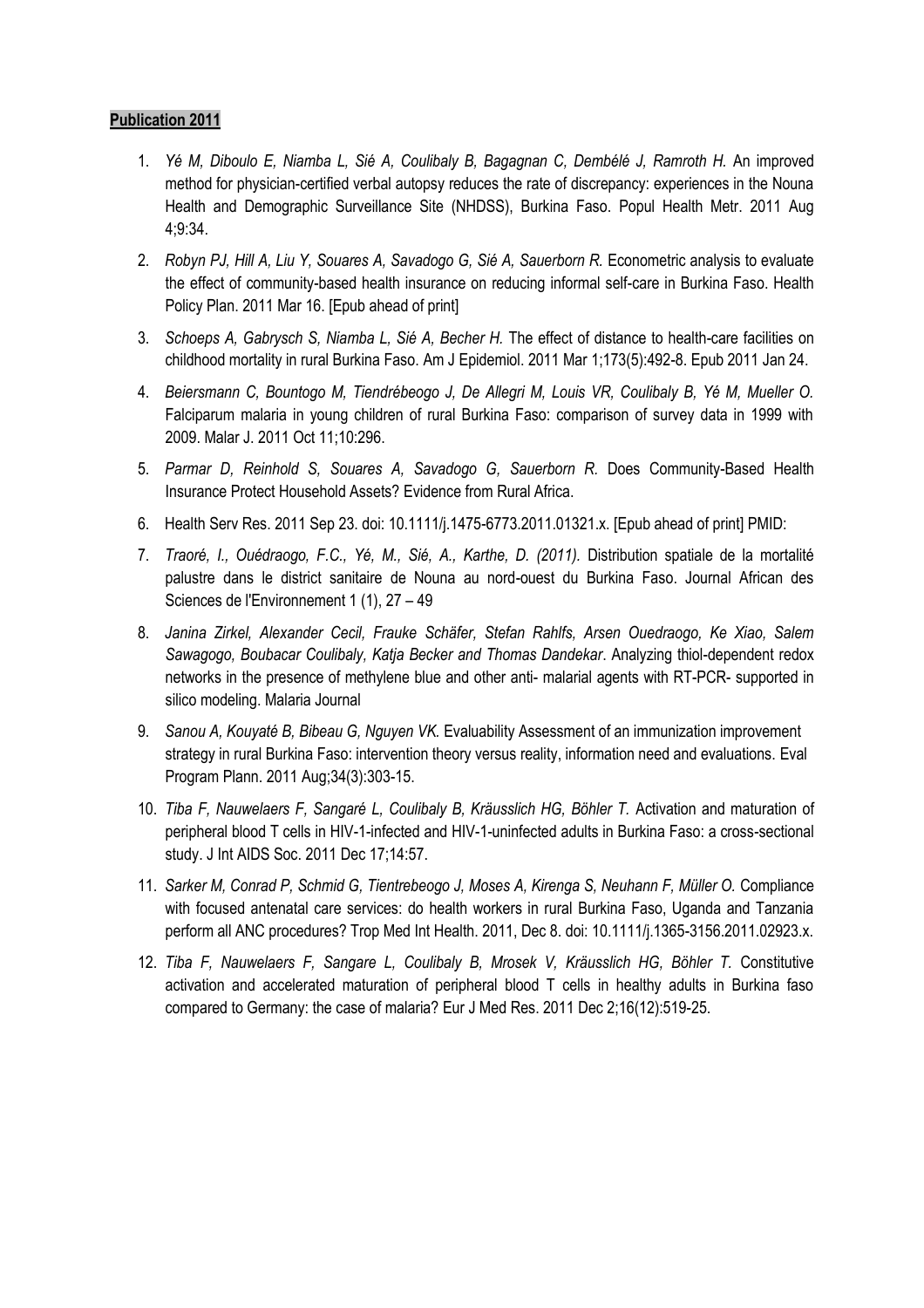**Publication 2011**

1. *Yé M, Diboulo E, Niamba L, Sié A, Coulibaly B, Bagagnan C, Dembélé J, Ramroth H.* An improved method for physician-certified verbal autopsy reduces the rate of discrepancy: experiences in the Nouna Health and Demographic Surveillance Site (NHDSS), Burkina Faso. Popul Health Metr. 2011 Aug 4;9:34.
2. *Robyn PJ, Hill A, Liu Y, Souares A, Savadogo G, Sié A, Sauerborn R.* Econometric analysis to evaluate the effect of community-based health insurance on reducing informal self-care in Burkina Faso. Health Policy Plan. 2011 Mar 16. [Epub ahead of print]
3. *Schoeps A, Gabrysch S, Niamba L, Sié A, Becher H.* The effect of distance to health-care facilities on childhood mortality in rural Burkina Faso. Am J Epidemiol. 2011 Mar 1;173(5):492-8. Epub 2011 Jan 24.
4. *Beiersmann C, Bountogo M, Tiendrébeogo J, De Allegri M, Louis VR, Coulibaly B, Yé M, Mueller O.* Falciparum malaria in young children of rural Burkina Faso: comparison of survey data in 1999 with 2009. Malar J. 2011 Oct 11;10:296.
5. *Parmar D, Reinhold S, Souares A, Savadogo G, Sauerborn R.* Does Community-Based Health Insurance Protect Household Assets? Evidence from Rural Africa.
6. Health Serv Res. 2011 Sep 23. doi: 10.1111/j.1475-6773.2011.01321.x. [Epub ahead of print] PMID:
7. *Traoré, I., Ouédraogo, F.C., Yé, M., Sié, A., Karthe, D. (2011).* Distribution spatiale de la mortalité palustre dans le district sanitaire de Nouna au nord-ouest du Burkina Faso. Journal African des Sciences de l'Environnement 1 (1), 27 – 49
8. *Janina Zirkel, Alexander Cecil, Frauke Schäfer, Stefan Rahlfs, Arsen Ouedraogo, Ke Xiao, Salem Sawagogo, Boubacar Coulibaly, Katja Becker and Thomas Dandekar*. Analyzing thiol-dependent redox networks in the presence of methylene blue and other anti- malarial agents with RT-PCR- supported in silico modeling. Malaria Journal
9. *Sanou A, Kouyaté B, Bibeau G, Nguyen VK.* Evaluability Assessment of an immunization improvement strategy in rural Burkina Faso: intervention theory versus reality, information need and evaluations. Eval Program Plann. 2011 Aug;34(3):303-15.
10. *Tiba F, Nauwelaers F, Sangaré L, Coulibaly B, Kräusslich HG, Böhler T.* Activation and maturation of peripheral blood T cells in HIV-1-infected and HIV-1-uninfected adults in Burkina Faso: a cross-sectional study. J Int AIDS Soc. 2011 Dec 17;14:57.
11. *Sarker M, Conrad P, Schmid G, Tientrebeogo J, Moses A, Kirenga S, Neuhann F, Müller O.* Compliance with focused antenatal care services: do health workers in rural Burkina Faso, Uganda and Tanzania perform all ANC procedures? Trop Med Int Health. 2011, Dec 8. doi: 10.1111/j.1365-3156.2011.02923.x.
12. *Tiba F, Nauwelaers F, Sangare L, Coulibaly B, Mrosek V, Kräusslich HG, Böhler T.* Constitutive activation and accelerated maturation of peripheral blood T cells in healthy adults in Burkina faso compared to Germany: the case of malaria? Eur J Med Res. 2011 Dec 2;16(12):519-25.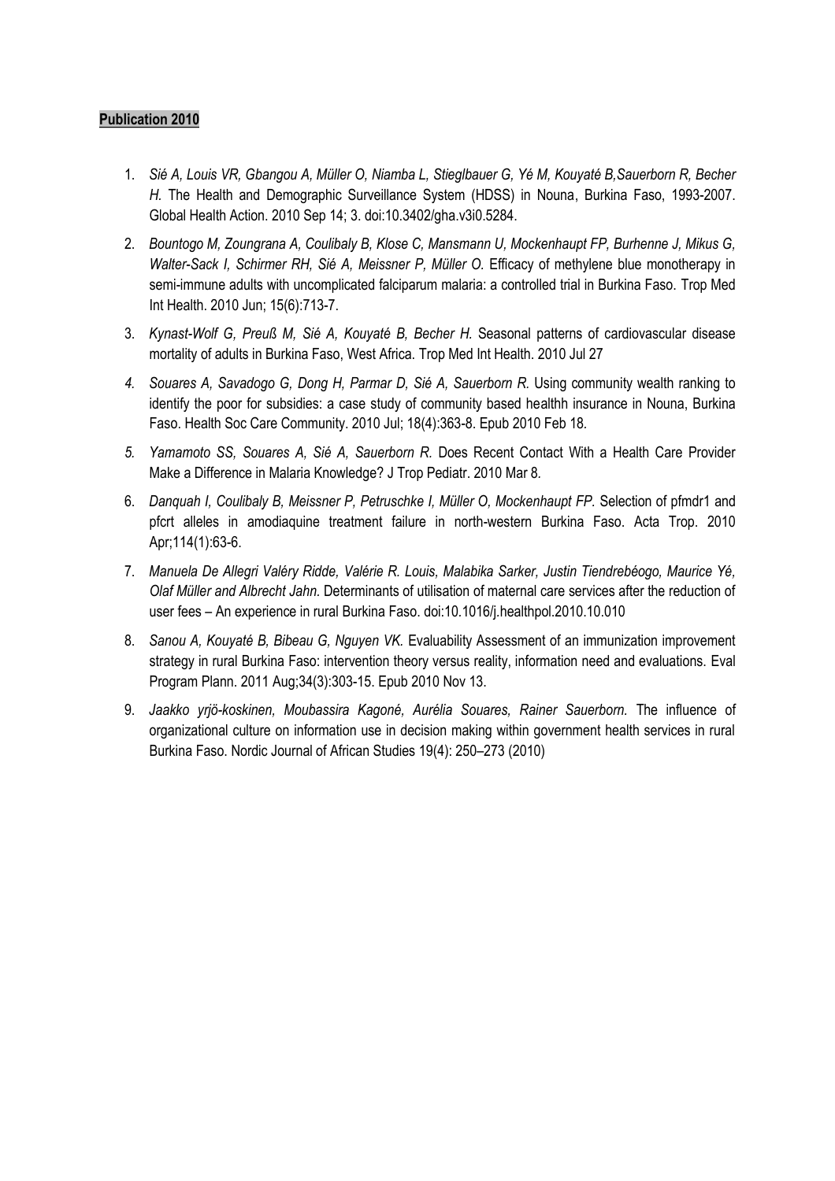**Publication 2010**

1. *Sié A, Louis VR, Gbangou A, Müller O, Niamba L, Stieglbauer G, Yé M, Kouyaté B,Sauerborn R, Becher H.* The Health and Demographic Surveillance System (HDSS) in Nouna, Burkina Faso, 1993-2007. Global Health Action. 2010 Sep 14; 3. doi:10.3402/gha.v3i0.5284.
2. *Bountogo M, Zoungrana A, Coulibaly B, Klose C, Mansmann U, Mockenhaupt FP, Burhenne J, Mikus G, Walter-Sack I, Schirmer RH, Sié A, Meissner P, Müller O.* Efficacy of methylene blue monotherapy in semi-immune adults with uncomplicated falciparum malaria: a controlled trial in Burkina Faso. Trop Med Int Health. 2010 Jun; 15(6):713-7.
3. *Kynast-Wolf G, Preuß M, Sié A, Kouyaté B, Becher H.* Seasonal patterns of cardiovascular disease mortality of adults in Burkina Faso, West Africa. Trop Med Int Health. 2010 Jul 27
4. *Souares A, Savadogo G, Dong H, Parmar D, Sié A, Sauerborn R.* Using community wealth ranking to identify the poor for subsidies: a case study of community based healthh insurance in Nouna, Burkina Faso. Health Soc Care Community. 2010 Jul; 18(4):363-8. Epub 2010 Feb 18.
5. *Yamamoto SS, Souares A, Sié A, Sauerborn R.* Does Recent Contact With a Health Care Provider Make a Difference in Malaria Knowledge? J Trop Pediatr. 2010 Mar 8.
6. *Danquah I, Coulibaly B, Meissner P, Petruschke I, Müller O, Mockenhaupt FP.* Selection of pfmdr1 and pfcrt alleles in amodiaquine treatment failure in north-western Burkina Faso. Acta Trop. 2010 Apr;114(1):63-6.
7. *Manuela De Allegri Valéry Ridde, Valérie R. Louis, Malabika Sarker, Justin Tiendrebéogo, Maurice Yé, Olaf Müller and Albrecht Jahn.* Determinants of utilisation of maternal care services after the reduction of user fees – An experience in rural Burkina Faso. doi:10.1016/j.healthpol.2010.10.010
8. *Sanou A, Kouyaté B, Bibeau G, Nguyen VK.* Evaluability Assessment of an immunization improvement strategy in rural Burkina Faso: intervention theory versus reality, information need and evaluations. Eval Program Plann. 2011 Aug;34(3):303-15. Epub 2010 Nov 13.
9. *Jaakko yrjö-koskinen, Moubassira Kagoné, Aurélia Souares, Rainer Sauerborn.* The influence of organizational culture on information use in decision making within government health services in rural Burkina Faso. Nordic Journal of African Studies 19(4): 250–273 (2010)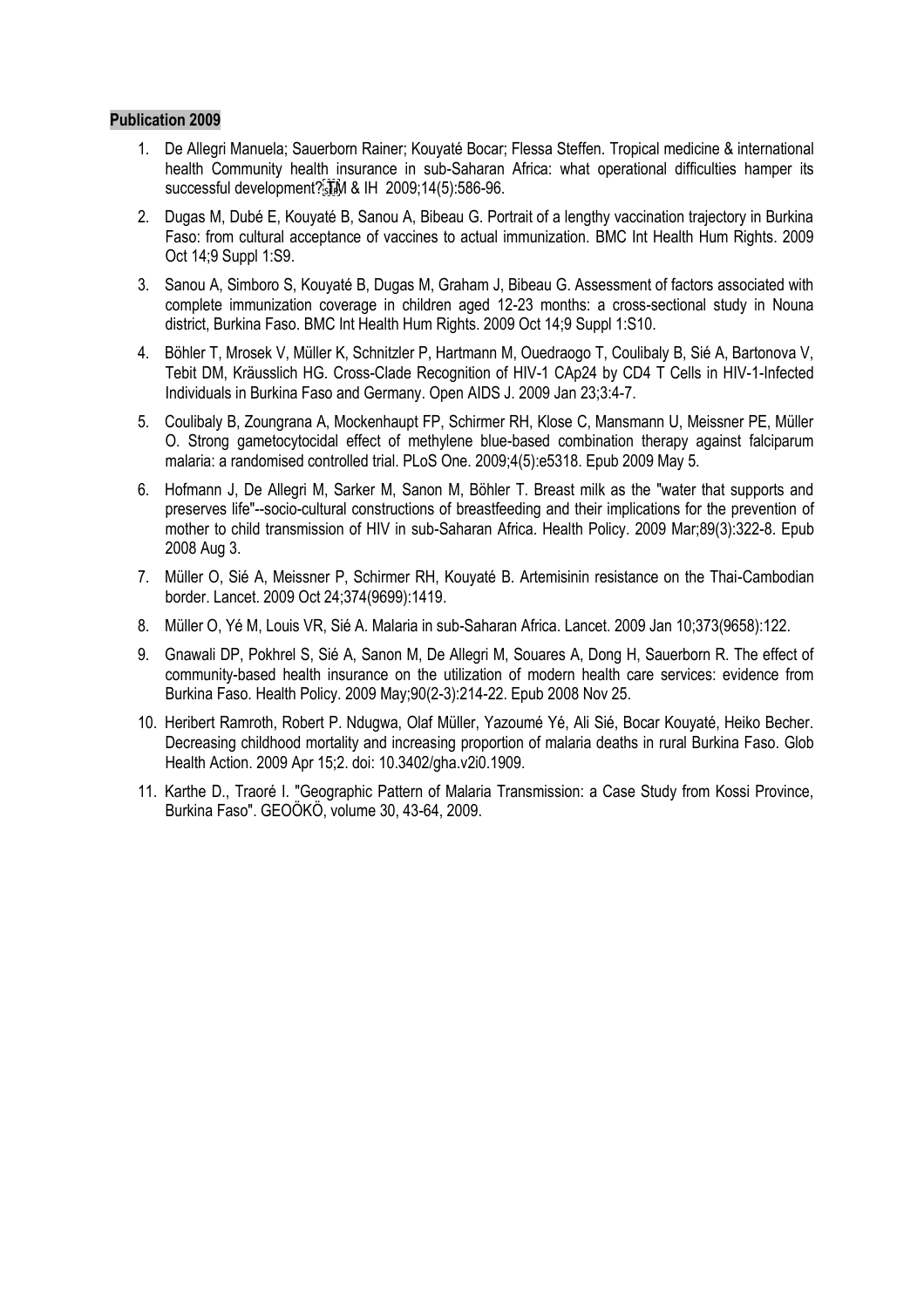**Publication 2009**

1. De Allegri Manuela; Sauerborn Rainer; Kouyaté Bocar; Flessa Steffen. Tropical medicine & international health Community health insurance in sub-Saharan Africa: what operational difficulties hamper its successful development? TM & IH 2009;14(5):586-96.
2. Dugas M, Dubé E, Kouyaté B, Sanou A, Bibeau G. Portrait of a lengthy vaccination trajectory in Burkina Faso: from cultural acceptance of vaccines to actual immunization. BMC Int Health Hum Rights. 2009 Oct 14;9 Suppl 1:S9.
3. Sanou A, Simboro S, Kouyaté B, Dugas M, Graham J, Bibeau G. Assessment of factors associated with complete immunization coverage in children aged 12-23 months: a cross-sectional study in Nouna district, Burkina Faso. BMC Int Health Hum Rights. 2009 Oct 14;9 Suppl 1:S10.
4. Böhler T, Mrosek V, Müller K, Schnitzler P, Hartmann M, Ouedraogo T, Coulibaly B, Sié A, Bartonova V, Tebit DM, Kräusslich HG. Cross-Clade Recognition of HIV-1 CAp24 by CD4 T Cells in HIV-1-Infected Individuals in Burkina Faso and Germany. Open AIDS J. 2009 Jan 23;3:4-7.
5. Coulibaly B, Zoungrana A, Mockenhaupt FP, Schirmer RH, Klose C, Mansmann U, Meissner PE, Müller O. Strong gametocytocidal effect of methylene blue-based combination therapy against falciparum malaria: a randomised controlled trial. PLoS One. 2009;4(5):e5318. Epub 2009 May 5.
6. Hofmann J, De Allegri M, Sarker M, Sanon M, Böhler T. Breast milk as the "water that supports and preserves life"--socio-cultural constructions of breastfeeding and their implications for the prevention of mother to child transmission of HIV in sub-Saharan Africa. Health Policy. 2009 Mar;89(3):322-8. Epub 2008 Aug 3.
7. Müller O, Sié A, Meissner P, Schirmer RH, Kouyaté B. Artemisinin resistance on the Thai-Cambodian border. Lancet. 2009 Oct 24;374(9699):1419.
8. Müller O, Yé M, Louis VR, Sié A. Malaria in sub-Saharan Africa. Lancet. 2009 Jan 10;373(9658):122.
9. Gnawali DP, Pokhrel S, Sié A, Sanon M, De Allegri M, Souares A, Dong H, Sauerborn R. The effect of community-based health insurance on the utilization of modern health care services: evidence from Burkina Faso. Health Policy. 2009 May;90(2-3):214-22. Epub 2008 Nov 25.
10. Heribert Ramroth, Robert P. Ndugwa, Olaf Müller, Yazoumé Yé, Ali Sié, Bocar Kouyaté, Heiko Becher. Decreasing childhood mortality and increasing proportion of malaria deaths in rural Burkina Faso. Glob Health Action. 2009 Apr 15;2. doi: 10.3402/gha.v2i0.1909.
11. Karthe D., Traoré I. "Geographic Pattern of Malaria Transmission: a Case Study from Kossi Province, Burkina Faso". GEOÖKÖ, volume 30, 43-64, 2009.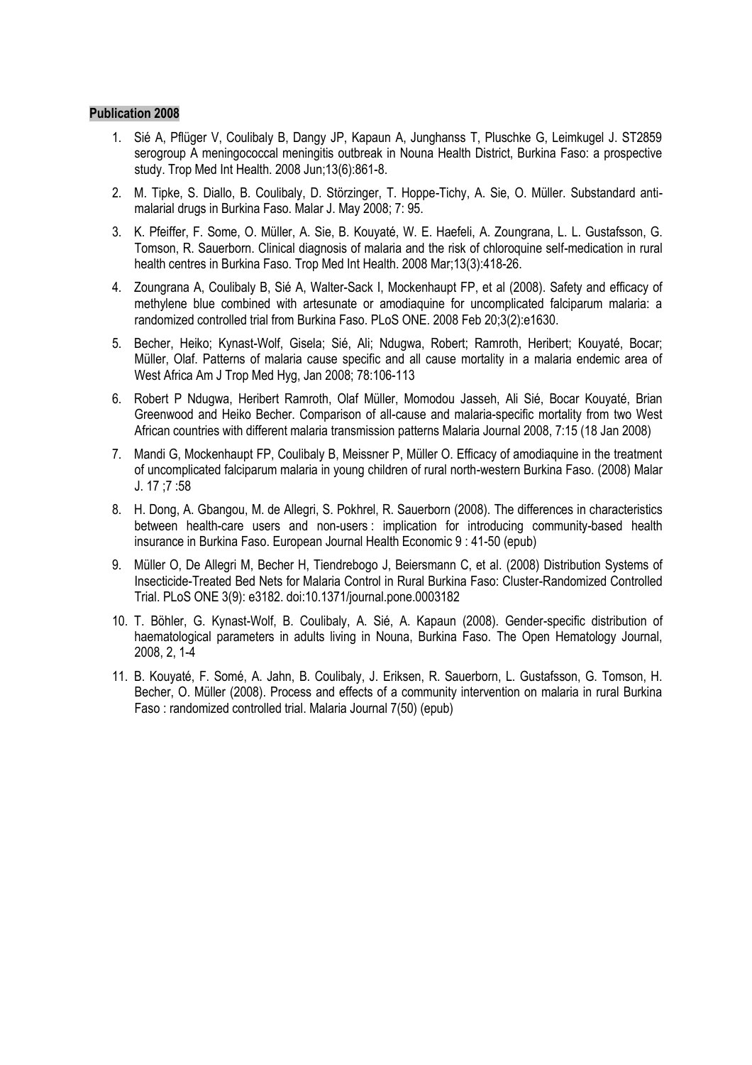**Publication 2008**

1. Sié A, Pflüger V, Coulibaly B, Dangy JP, Kapaun A, Junghanss T, Pluschke G, Leimkugel J. ST2859 serogroup A meningococcal meningitis outbreak in Nouna Health District, Burkina Faso: a prospective study. Trop Med Int Health. 2008 Jun;13(6):861-8.

2. M. Tipke, S. Diallo, B. Coulibaly, D. Störzinger, T. Hoppe-Tichy, A. Sie, O. Müller. Substandard anti-malarial drugs in Burkina Faso. Malar J. May 2008; 7: 95.

3. K. Pfeiffer, F. Some, O. Müller, A. Sie, B. Kouyaté, W. E. Haefeli, A. Zoungrana, L. L. Gustafsson, G. Tomson, R. Sauerborn. Clinical diagnosis of malaria and the risk of chloroquine self-medication in rural health centres in Burkina Faso. Trop Med Int Health. 2008 Mar;13(3):418-26.

4. Zoungrana A, Coulibaly B, Sié A, Walter-Sack I, Mockenhaupt FP, et al (2008). Safety and efficacy of methylene blue combined with artesunate or amodiaquine for uncomplicated falciparum malaria: a randomized controlled trial from Burkina Faso. PLoS ONE. 2008 Feb 20;3(2):e1630.

5. Becher, Heiko; Kynast-Wolf, Gisela; Sié, Ali; Ndugwa, Robert; Ramroth, Heribert; Kouyaté, Bocar; Müller, Olaf. Patterns of malaria cause specific and all cause mortality in a malaria endemic area of West Africa Am J Trop Med Hyg, Jan 2008; 78:106-113

6. Robert P Ndugwa, Heribert Ramroth, Olaf Müller, Momodou Jasseh, Ali Sié, Bocar Kouyaté, Brian Greenwood and Heiko Becher. Comparison of all-cause and malaria-specific mortality from two West African countries with different malaria transmission patterns Malaria Journal 2008, 7:15 (18 Jan 2008)

7. Mandi G, Mockenhaupt FP, Coulibaly B, Meissner P, Müller O. Efficacy of amodiaquine in the treatment of uncomplicated falciparum malaria in young children of rural north-western Burkina Faso. (2008) Malar J. 17 ;7 :58

8. H. Dong, A. Gbangou, M. de Allegri, S. Pokhrel, R. Sauerborn (2008). The differences in characteristics between health-care users and non-users : implication for introducing community-based health insurance in Burkina Faso. European Journal Health Economic 9 : 41-50 (epub)

9. Müller O, De Allegri M, Becher H, Tiendrebogo J, Beiersmann C, et al. (2008) Distribution Systems of Insecticide-Treated Bed Nets for Malaria Control in Rural Burkina Faso: Cluster-Randomized Controlled Trial. PLoS ONE 3(9): e3182. doi:10.1371/journal.pone.0003182

10. T. Böhler, G. Kynast-Wolf, B. Coulibaly, A. Sié, A. Kapaun (2008). Gender-specific distribution of haematological parameters in adults living in Nouna, Burkina Faso. The Open Hematology Journal, 2008, 2, 1-4

11. B. Kouyaté, F. Somé, A. Jahn, B. Coulibaly, J. Eriksen, R. Sauerborn, L. Gustafsson, G. Tomson, H. Becher, O. Müller (2008). Process and effects of a community intervention on malaria in rural Burkina Faso : randomized controlled trial. Malaria Journal 7(50) (epub)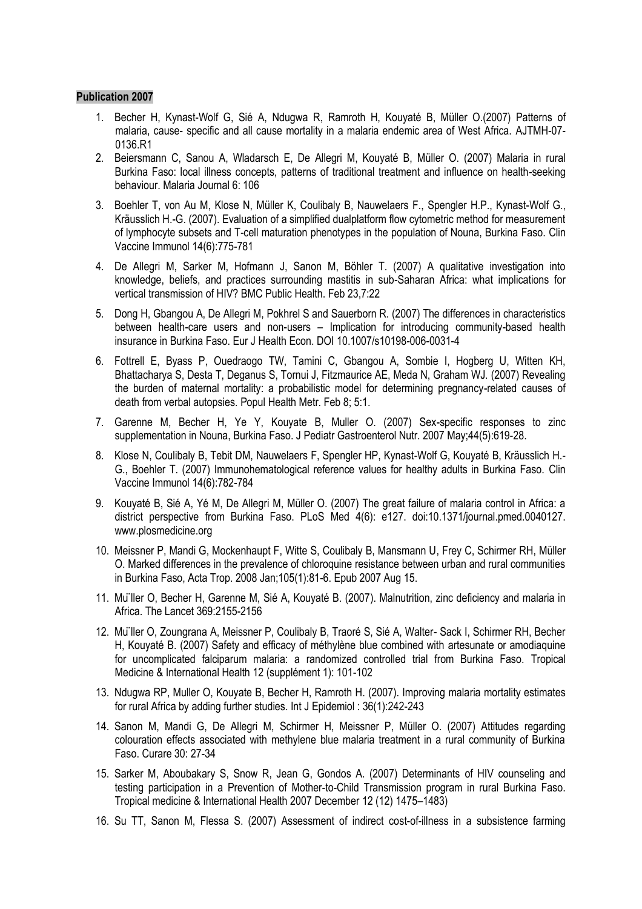**Publication 2007**

1. Becher H, Kynast-Wolf G, Sié A, Ndugwa R, Ramroth H, Kouyaté B, Müller O.(2007) Patterns of malaria, cause- specific and all cause mortality in a malaria endemic area of West Africa. AJTMH-07-0136.R1
2. Beiersmann C, Sanou A, Wladarsch E, De Allegri M, Kouyaté B, Müller O. (2007) Malaria in rural Burkina Faso: local illness concepts, patterns of traditional treatment and influence on health-seeking behaviour. Malaria Journal 6: 106
3. Boehler T, von Au M, Klose N, Müller K, Coulibaly B, Nauwelaers F., Spengler H.P., Kynast-Wolf G., Kräusslich H.-G. (2007). Evaluation of a simplified dualplatform flow cytometric method for measurement of lymphocyte subsets and T-cell maturation phenotypes in the population of Nouna, Burkina Faso. Clin Vaccine Immunol 14(6):775-781
4. De Allegri M, Sarker M, Hofmann J, Sanon M, Böhler T. (2007) A qualitative investigation into knowledge, beliefs, and practices surrounding mastitis in sub-Saharan Africa: what implications for vertical transmission of HIV? BMC Public Health. Feb 23,7:22
5. Dong H, Gbangou A, De Allegri M, Pokhrel S and Sauerborn R. (2007) The differences in characteristics between health-care users and non-users – Implication for introducing community-based health insurance in Burkina Faso. Eur J Health Econ. DOI 10.1007/s10198-006-0031-4
6. Fottrell E, Byass P, Ouedraogo TW, Tamini C, Gbangou A, Sombie I, Hogberg U, Witten KH, Bhattacharya S, Desta T, Deganus S, Tornui J, Fitzmaurice AE, Meda N, Graham WJ. (2007) Revealing the burden of maternal mortality: a probabilistic model for determining pregnancy-related causes of death from verbal autopsies. Popul Health Metr. Feb 8; 5:1.
7. Garenne M, Becher H, Ye Y, Kouyate B, Muller O. (2007) Sex-specific responses to zinc supplementation in Nouna, Burkina Faso. J Pediatr Gastroenterol Nutr. 2007 May;44(5):619-28.
8. Klose N, Coulibaly B, Tebit DM, Nauwelaers F, Spengler HP, Kynast-Wolf G, Kouyaté B, Kräusslich H.-G., Boehler T. (2007) Immunohematological reference values for healthy adults in Burkina Faso. Clin Vaccine Immunol 14(6):782-784
9. Kouyaté B, Sié A, Yé M, De Allegri M, Müller O. (2007) The great failure of malaria control in Africa: a district perspective from Burkina Faso. PLoS Med 4(6): e127. doi:10.1371/journal.pmed.0040127. www.plosmedicine.org
10. Meissner P, Mandi G, Mockenhaupt F, Witte S, Coulibaly B, Mansmann U, Frey C, Schirmer RH, Müller O. Marked differences in the prevalence of chloroquine resistance between urban and rural communities in Burkina Faso, Acta Trop. 2008 Jan;105(1):81-6. Epub 2007 Aug 15.
11. Mu¨ller O, Becher H, Garenne M, Sié A, Kouyaté B. (2007). Malnutrition, zinc deficiency and malaria in Africa. The Lancet 369:2155-2156
12. Mu¨ller O, Zoungrana A, Meissner P, Coulibaly B, Traoré S, Sié A, Walter- Sack I, Schirmer RH, Becher H, Kouyaté B. (2007) Safety and efficacy of méthylène blue combined with artesunate or amodiaquine for uncomplicated falciparum malaria: a randomized controlled trial from Burkina Faso. Tropical Medicine & International Health 12 (supplément 1): 101-102
13. Ndugwa RP, Muller O, Kouyate B, Becher H, Ramroth H. (2007). Improving malaria mortality estimates for rural Africa by adding further studies. Int J Epidemiol : 36(1):242-243
14. Sanon M, Mandi G, De Allegri M, Schirmer H, Meissner P, Müller O. (2007) Attitudes regarding colouration effects associated with methylene blue malaria treatment in a rural community of Burkina Faso. Curare 30: 27-34
15. Sarker M, Aboubakary S, Snow R, Jean G, Gondos A. (2007) Determinants of HIV counseling and testing participation in a Prevention of Mother-to-Child Transmission program in rural Burkina Faso. Tropical medicine & International Health 2007 December 12 (12) 1475–1483)
16. Su TT, Sanon M, Flessa S. (2007) Assessment of indirect cost-of-illness in a subsistence farming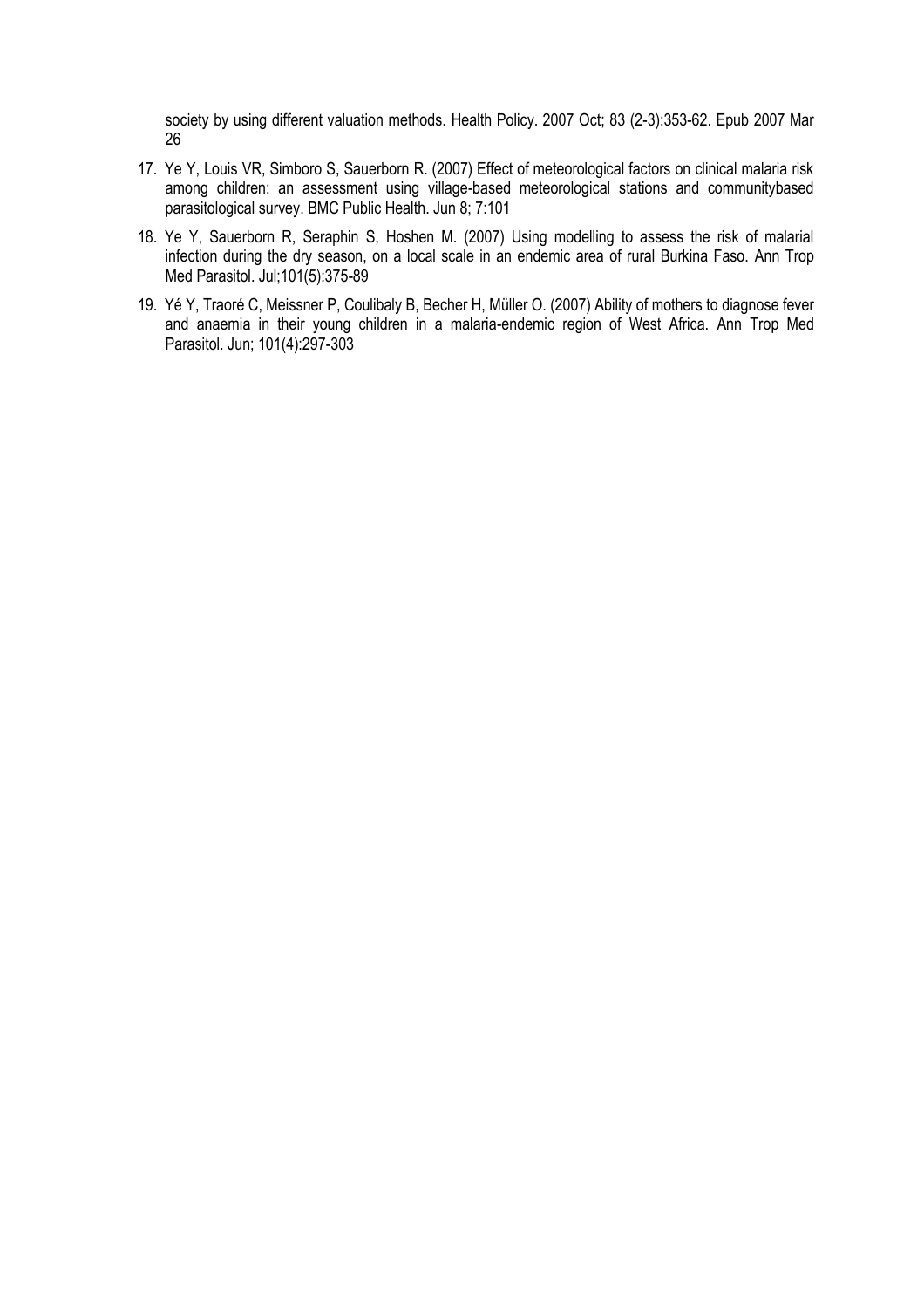society by using different valuation methods. Health Policy. 2007 Oct; 83 (2-3):353-62. Epub 2007 Mar 26

17. Ye Y, Louis VR, Simboro S, Sauerborn R. (2007) Effect of meteorological factors on clinical malaria risk among children: an assessment using village-based meteorological stations and communitybased parasitological survey. BMC Public Health. Jun 8; 7:101

18. Ye Y, Sauerborn R, Seraphin S, Hoshen M. (2007) Using modelling to assess the risk of malarial infection during the dry season, on a local scale in an endemic area of rural Burkina Faso. Ann Trop Med Parasitol. Jul;101(5):375-89

19. Yé Y, Traoré C, Meissner P, Coulibaly B, Becher H, Müller O. (2007) Ability of mothers to diagnose fever and anaemia in their young children in a malaria-endemic region of West Africa. Ann Trop Med Parasitol. Jun; 101(4):297-303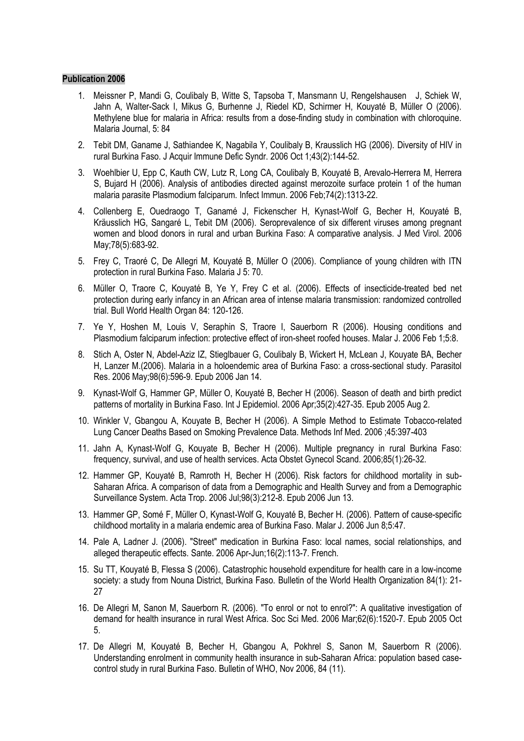**Publication 2006**

1. Meissner P, Mandi G, Coulibaly B, Witte S, Tapsoba T, Mansmann U, Rengelshausen J, Schiek W, Jahn A, Walter-Sack I, Mikus G, Burhenne J, Riedel KD, Schirmer H, Kouyaté B, Müller O (2006). Methylene blue for malaria in Africa: results from a dose-finding study in combination with chloroquine. Malaria Journal, 5: 84
2. Tebit DM, Ganame J, Sathiandee K, Nagabila Y, Coulibaly B, Krausslich HG (2006). Diversity of HIV in rural Burkina Faso. J Acquir Immune Defic Syndr. 2006 Oct 1;43(2):144-52.
3. Woehlbier U, Epp C, Kauth CW, Lutz R, Long CA, Coulibaly B, Kouyaté B, Arevalo-Herrera M, Herrera S, Bujard H (2006). Analysis of antibodies directed against merozoite surface protein 1 of the human malaria parasite Plasmodium falciparum. Infect Immun. 2006 Feb;74(2):1313-22.
4. Collenberg E, Ouedraogo T, Ganamé J, Fickenscher H, Kynast-Wolf G, Becher H, Kouyaté B, Kräusslich HG, Sangaré L, Tebit DM (2006). Seroprevalence of six different viruses among pregnant women and blood donors in rural and urban Burkina Faso: A comparative analysis. J Med Virol. 2006 May;78(5):683-92.
5. Frey C, Traoré C, De Allegri M, Kouyaté B, Müller O (2006). Compliance of young children with ITN protection in rural Burkina Faso. Malaria J 5: 70.
6. Müller O, Traore C, Kouyaté B, Ye Y, Frey C et al. (2006). Effects of insecticide-treated bed net protection during early infancy in an African area of intense malaria transmission: randomized controlled trial. Bull World Health Organ 84: 120-126.
7. Ye Y, Hoshen M, Louis V, Seraphin S, Traore I, Sauerborn R (2006). Housing conditions and Plasmodium falciparum infection: protective effect of iron-sheet roofed houses. Malar J. 2006 Feb 1;5:8.
8. Stich A, Oster N, Abdel-Aziz IZ, Stieglbauer G, Coulibaly B, Wickert H, McLean J, Kouyate BA, Becher H, Lanzer M.(2006). Malaria in a holoendemic area of Burkina Faso: a cross-sectional study. Parasitol Res. 2006 May;98(6):596-9. Epub 2006 Jan 14.
9. Kynast-Wolf G, Hammer GP, Müller O, Kouyaté B, Becher H (2006). Season of death and birth predict patterns of mortality in Burkina Faso. Int J Epidemiol. 2006 Apr;35(2):427-35. Epub 2005 Aug 2.
10. Winkler V, Gbangou A, Kouyate B, Becher H (2006). A Simple Method to Estimate Tobacco-related Lung Cancer Deaths Based on Smoking Prevalence Data. Methods Inf Med. 2006 ;45:397-403
11. Jahn A, Kynast-Wolf G, Kouyate B, Becher H (2006). Multiple pregnancy in rural Burkina Faso: frequency, survival, and use of health services. Acta Obstet Gynecol Scand. 2006;85(1):26-32.
12. Hammer GP, Kouyaté B, Ramroth H, Becher H (2006). Risk factors for childhood mortality in sub-Saharan Africa. A comparison of data from a Demographic and Health Survey and from a Demographic Surveillance System. Acta Trop. 2006 Jul;98(3):212-8. Epub 2006 Jun 13.
13. Hammer GP, Somé F, Müller O, Kynast-Wolf G, Kouyaté B, Becher H. (2006). Pattern of cause-specific childhood mortality in a malaria endemic area of Burkina Faso. Malar J. 2006 Jun 8;5:47.
14. Pale A, Ladner J. (2006). "Street" medication in Burkina Faso: local names, social relationships, and alleged therapeutic effects. Sante. 2006 Apr-Jun;16(2):113-7. French.
15. Su TT, Kouyaté B, Flessa S (2006). Catastrophic household expenditure for health care in a low-income society: a study from Nouna District, Burkina Faso. Bulletin of the World Health Organization 84(1): 21-27
16. De Allegri M, Sanon M, Sauerborn R. (2006). "To enrol or not to enrol?": A qualitative investigation of demand for health insurance in rural West Africa. Soc Sci Med. 2006 Mar;62(6):1520-7. Epub 2005 Oct 5.
17. De Allegri M, Kouyaté B, Becher H, Gbangou A, Pokhrel S, Sanon M, Sauerborn R (2006). Understanding enrolment in community health insurance in sub-Saharan Africa: population based case-control study in rural Burkina Faso. Bulletin of WHO, Nov 2006, 84 (11).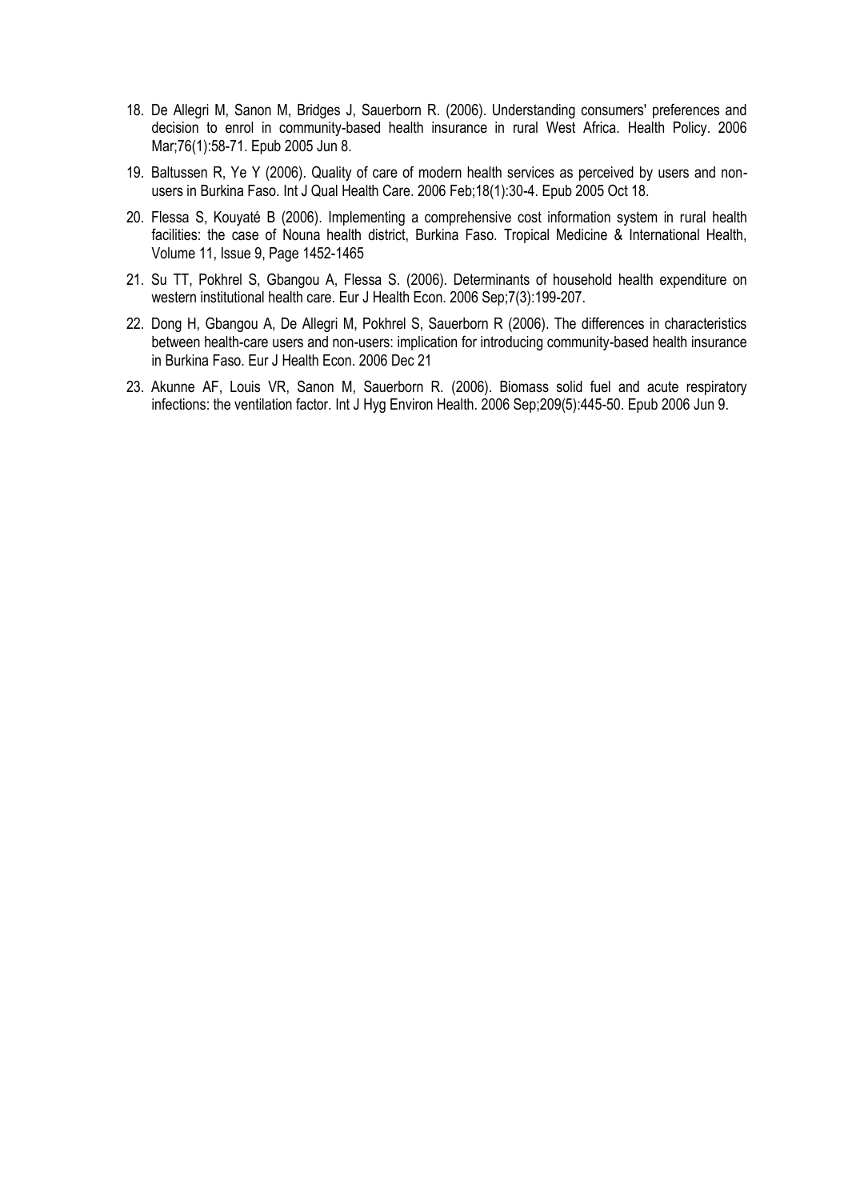18. De Allegri M, Sanon M, Bridges J, Sauerborn R. (2006). Understanding consumers' preferences and decision to enrol in community-based health insurance in rural West Africa. Health Policy. 2006 Mar;76(1):58-71. Epub 2005 Jun 8.

19. Baltussen R, Ye Y (2006). Quality of care of modern health services as perceived by users and non-users in Burkina Faso. Int J Qual Health Care. 2006 Feb;18(1):30-4. Epub 2005 Oct 18.

20. Flessa S, Kouyaté B (2006). Implementing a comprehensive cost information system in rural health facilities: the case of Nouna health district, Burkina Faso. Tropical Medicine & International Health, Volume 11, Issue 9, Page 1452-1465

21. Su TT, Pokhrel S, Gbangou A, Flessa S. (2006). Determinants of household health expenditure on western institutional health care. Eur J Health Econ. 2006 Sep;7(3):199-207.

22. Dong H, Gbangou A, De Allegri M, Pokhrel S, Sauerborn R (2006). The differences in characteristics between health-care users and non-users: implication for introducing community-based health insurance in Burkina Faso. Eur J Health Econ. 2006 Dec 21

23. Akunne AF, Louis VR, Sanon M, Sauerborn R. (2006). Biomass solid fuel and acute respiratory infections: the ventilation factor. Int J Hyg Environ Health. 2006 Sep;209(5):445-50. Epub 2006 Jun 9.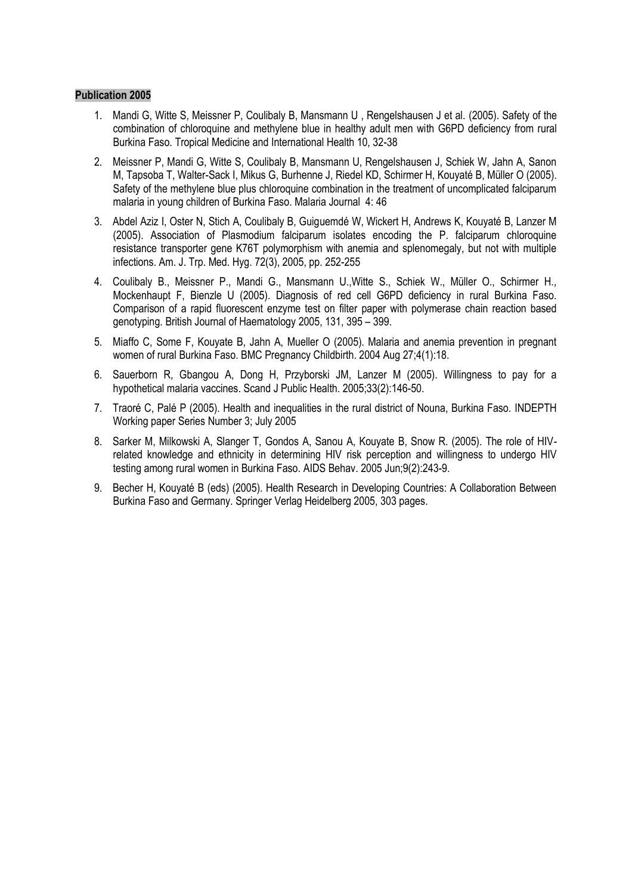**Publication 2005**

1. Mandi G, Witte S, Meissner P, Coulibaly B, Mansmann U , Rengelshausen J et al. (2005). Safety of the combination of chloroquine and methylene blue in healthy adult men with G6PD deficiency from rural Burkina Faso. Tropical Medicine and International Health 10, 32-38
2. Meissner P, Mandi G, Witte S, Coulibaly B, Mansmann U, Rengelshausen J, Schiek W, Jahn A, Sanon M, Tapsoba T, Walter-Sack I, Mikus G, Burhenne J, Riedel KD, Schirmer H, Kouyaté B, Müller O (2005). Safety of the methylene blue plus chloroquine combination in the treatment of uncomplicated falciparum malaria in young children of Burkina Faso. Malaria Journal 4: 46
3. Abdel Aziz I, Oster N, Stich A, Coulibaly B, Guiguemdé W, Wickert H, Andrews K, Kouyaté B, Lanzer M (2005). Association of Plasmodium falciparum isolates encoding the P. falciparum chloroquine resistance transporter gene K76T polymorphism with anemia and splenomegaly, but not with multiple infections. Am. J. Trp. Med. Hyg. 72(3), 2005, pp. 252-255
4. Coulibaly B., Meissner P., Mandi G., Mansmann U.,Witte S., Schiek W., Müller O., Schirmer H., Mockenhaupt F, Bienzle U (2005). Diagnosis of red cell G6PD deficiency in rural Burkina Faso. Comparison of a rapid fluorescent enzyme test on filter paper with polymerase chain reaction based genotyping. British Journal of Haematology 2005, 131, 395 – 399.
5. Miaffo C, Some F, Kouyate B, Jahn A, Mueller O (2005). Malaria and anemia prevention in pregnant women of rural Burkina Faso. BMC Pregnancy Childbirth. 2004 Aug 27;4(1):18.
6. Sauerborn R, Gbangou A, Dong H, Przyborski JM, Lanzer M (2005). Willingness to pay for a hypothetical malaria vaccines. Scand J Public Health. 2005;33(2):146-50.
7. Traoré C, Palé P (2005). Health and inequalities in the rural district of Nouna, Burkina Faso. INDEPTH Working paper Series Number 3; July 2005
8. Sarker M, Milkowski A, Slanger T, Gondos A, Sanou A, Kouyate B, Snow R. (2005). The role of HIV-related knowledge and ethnicity in determining HIV risk perception and willingness to undergo HIV testing among rural women in Burkina Faso. AIDS Behav. 2005 Jun;9(2):243-9.
9. Becher H, Kouyaté B (eds) (2005). Health Research in Developing Countries: A Collaboration Between Burkina Faso and Germany. Springer Verlag Heidelberg 2005, 303 pages.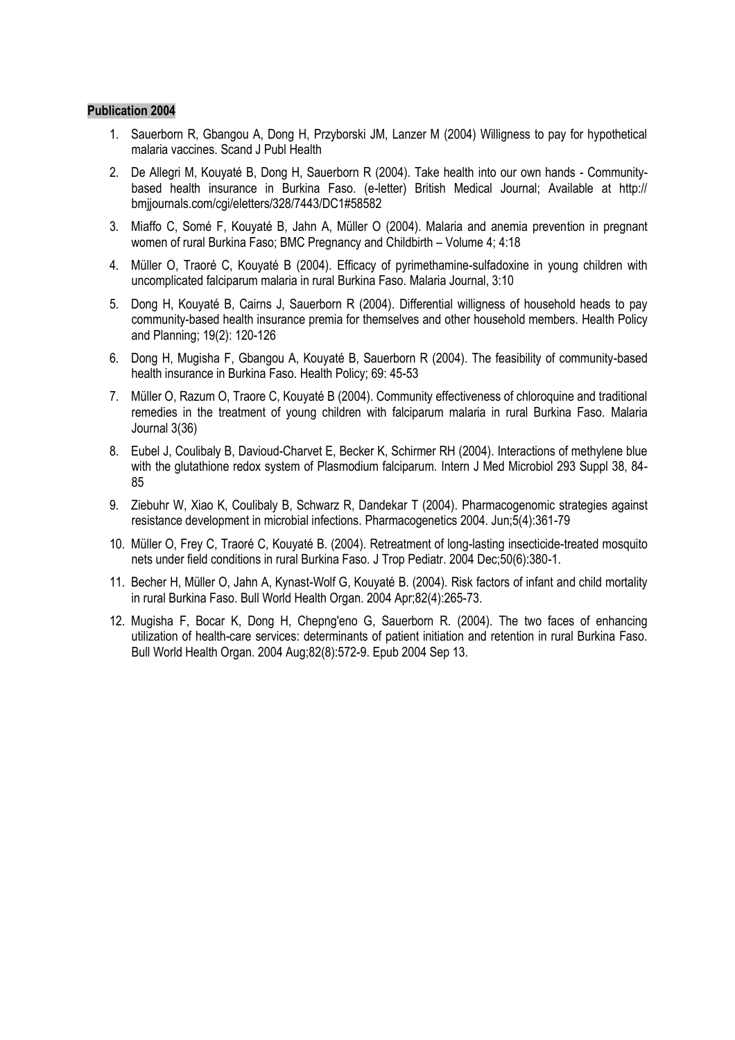**Publication 2004**

1. Sauerborn R, Gbangou A, Dong H, Przyborski JM, Lanzer M (2004) Willingness to pay for hypothetical malaria vaccines. Scand J Publ Health
2. De Allegri M, Kouyaté B, Dong H, Sauerborn R (2004). Take health into our own hands - Community-based health insurance in Burkina Faso. (e-letter) British Medical Journal; Available at http:// bmjjournals.com/cgi/eletters/328/7443/DC1#58582
3. Miaffo C, Somé F, Kouyaté B, Jahn A, Müller O (2004). Malaria and anemia prevention in pregnant women of rural Burkina Faso; BMC Pregnancy and Childbirth – Volume 4; 4:18
4. Müller O, Traoré C, Kouyaté B (2004). Efficacy of pyrimethamine-sulfadoxine in young children with uncomplicated falciparum malaria in rural Burkina Faso. Malaria Journal, 3:10
5. Dong H, Kouyaté B, Cairns J, Sauerborn R (2004). Differential willingness of household heads to pay community-based health insurance premia for themselves and other household members. Health Policy and Planning; 19(2): 120-126
6. Dong H, Mugisha F, Gbangou A, Kouyaté B, Sauerborn R (2004). The feasibility of community-based health insurance in Burkina Faso. Health Policy; 69: 45-53
7. Müller O, Razum O, Traore C, Kouyaté B (2004). Community effectiveness of chloroquine and traditional remedies in the treatment of young children with falciparum malaria in rural Burkina Faso. Malaria Journal 3(36)
8. Eubel J, Coulibaly B, Davioud-Charvet E, Becker K, Schirmer RH (2004). Interactions of methylene blue with the glutathione redox system of Plasmodium falciparum. Intern J Med Microbiol 293 Suppl 38, 84-85
9. Ziebuhr W, Xiao K, Coulibaly B, Schwarz R, Dandekar T (2004). Pharmacogenomic strategies against resistance development in microbial infections. Pharmacogenetics 2004. Jun;5(4):361-79
10. Müller O, Frey C, Traoré C, Kouyaté B. (2004). Retreatment of long-lasting insecticide-treated mosquito nets under field conditions in rural Burkina Faso. J Trop Pediatr. 2004 Dec;50(6):380-1.
11. Becher H, Müller O, Jahn A, Kynast-Wolf G, Kouyaté B. (2004). Risk factors of infant and child mortality in rural Burkina Faso. Bull World Health Organ. 2004 Apr;82(4):265-73.
12. Mugisha F, Bocar K, Dong H, Chepng'eno G, Sauerborn R. (2004). The two faces of enhancing utilization of health-care services: determinants of patient initiation and retention in rural Burkina Faso. Bull World Health Organ. 2004 Aug;82(8):572-9. Epub 2004 Sep 13.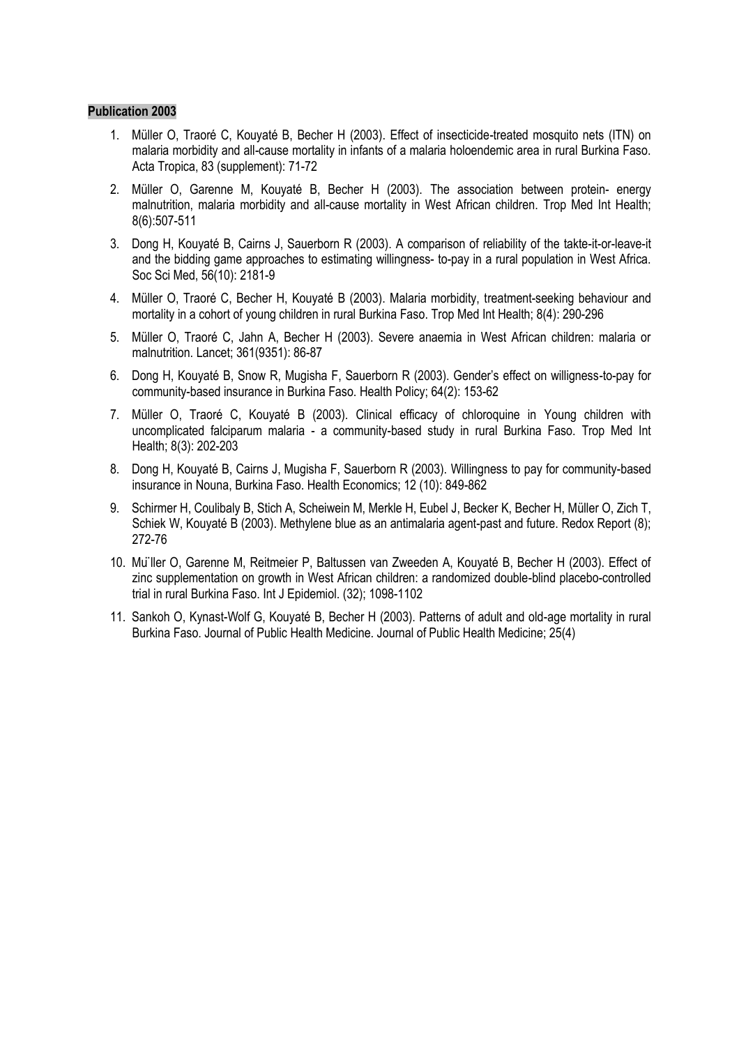**Publication 2003**

1. Müller O, Traoré C, Kouyaté B, Becher H (2003). Effect of insecticide-treated mosquito nets (ITN) on malaria morbidity and all-cause mortality in infants of a malaria holoendemic area in rural Burkina Faso. Acta Tropica, 83 (supplement): 71-72
2. Müller O, Garenne M, Kouyaté B, Becher H (2003). The association between protein- energy malnutrition, malaria morbidity and all-cause mortality in West African children. Trop Med Int Health; 8(6):507-511
3. Dong H, Kouyaté B, Cairns J, Sauerborn R (2003). A comparison of reliability of the takte-it-or-leave-it and the bidding game approaches to estimating willingness- to-pay in a rural population in West Africa. Soc Sci Med, 56(10): 2181-9
4. Müller O, Traoré C, Becher H, Kouyaté B (2003). Malaria morbidity, treatment-seeking behaviour and mortality in a cohort of young children in rural Burkina Faso. Trop Med Int Health; 8(4): 290-296
5. Müller O, Traoré C, Jahn A, Becher H (2003). Severe anaemia in West African children: malaria or malnutrition. Lancet; 361(9351): 86-87
6. Dong H, Kouyaté B, Snow R, Mugisha F, Sauerborn R (2003). Gender's effect on willigness-to-pay for community-based insurance in Burkina Faso. Health Policy; 64(2): 153-62
7. Müller O, Traoré C, Kouyaté B (2003). Clinical efficacy of chloroquine in Young children with uncomplicated falciparum malaria - a community-based study in rural Burkina Faso. Trop Med Int Health; 8(3): 202-203
8. Dong H, Kouyaté B, Cairns J, Mugisha F, Sauerborn R (2003). Willingness to pay for community-based insurance in Nouna, Burkina Faso. Health Economics; 12 (10): 849-862
9. Schirmer H, Coulibaly B, Stich A, Scheiwein M, Merkle H, Eubel J, Becker K, Becher H, Müller O, Zich T, Schiek W, Kouyaté B (2003). Methylene blue as an antimalaria agent-past and future. Redox Report (8); 272-76
10. Mu¨ller O, Garenne M, Reitmeier P, Baltussen van Zweeden A, Kouyaté B, Becher H (2003). Effect of zinc supplementation on growth in West African children: a randomized double-blind placebo-controlled trial in rural Burkina Faso. Int J Epidemiol. (32); 1098-1102
11. Sankoh O, Kynast-Wolf G, Kouyaté B, Becher H (2003). Patterns of adult and old-age mortality in rural Burkina Faso. Journal of Public Health Medicine. Journal of Public Health Medicine; 25(4)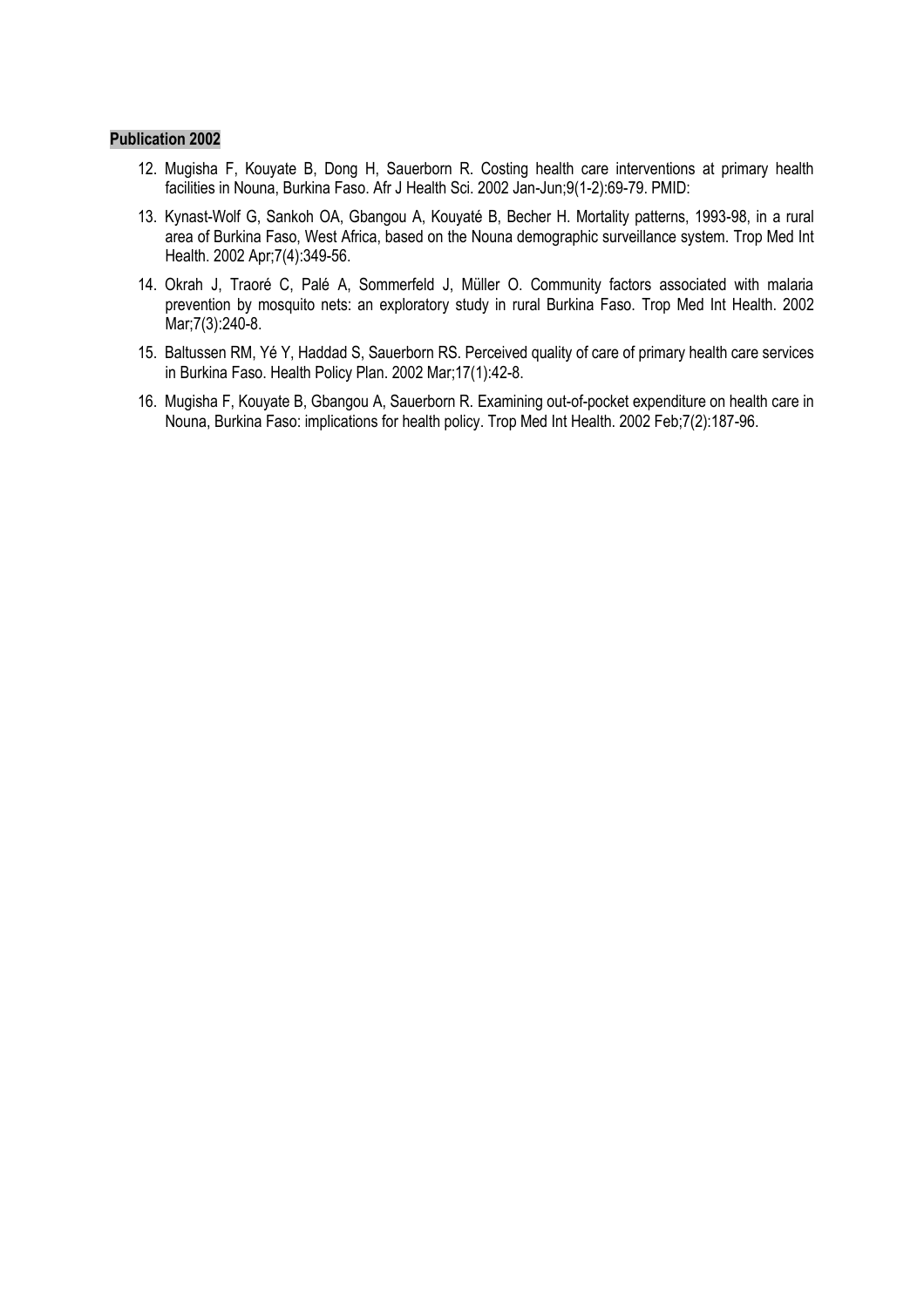**Publication 2002**

12. Mugisha F, Kouyate B, Dong H, Sauerborn R. Costing health care interventions at primary health facilities in Nouna, Burkina Faso. Afr J Health Sci. 2002 Jan-Jun;9(1-2):69-79. PMID:
13. Kynast-Wolf G, Sankoh OA, Gbangou A, Kouyaté B, Becher H. Mortality patterns, 1993-98, in a rural area of Burkina Faso, West Africa, based on the Nouna demographic surveillance system. Trop Med Int Health. 2002 Apr;7(4):349-56.
14. Okrah J, Traoré C, Palé A, Sommerfeld J, Müller O. Community factors associated with malaria prevention by mosquito nets: an exploratory study in rural Burkina Faso. Trop Med Int Health. 2002 Mar;7(3):240-8.
15. Baltussen RM, Yé Y, Haddad S, Sauerborn RS. Perceived quality of care of primary health care services in Burkina Faso. Health Policy Plan. 2002 Mar;17(1):42-8.
16. Mugisha F, Kouyate B, Gbangou A, Sauerborn R. Examining out-of-pocket expenditure on health care in Nouna, Burkina Faso: implications for health policy. Trop Med Int Health. 2002 Feb;7(2):187-96.